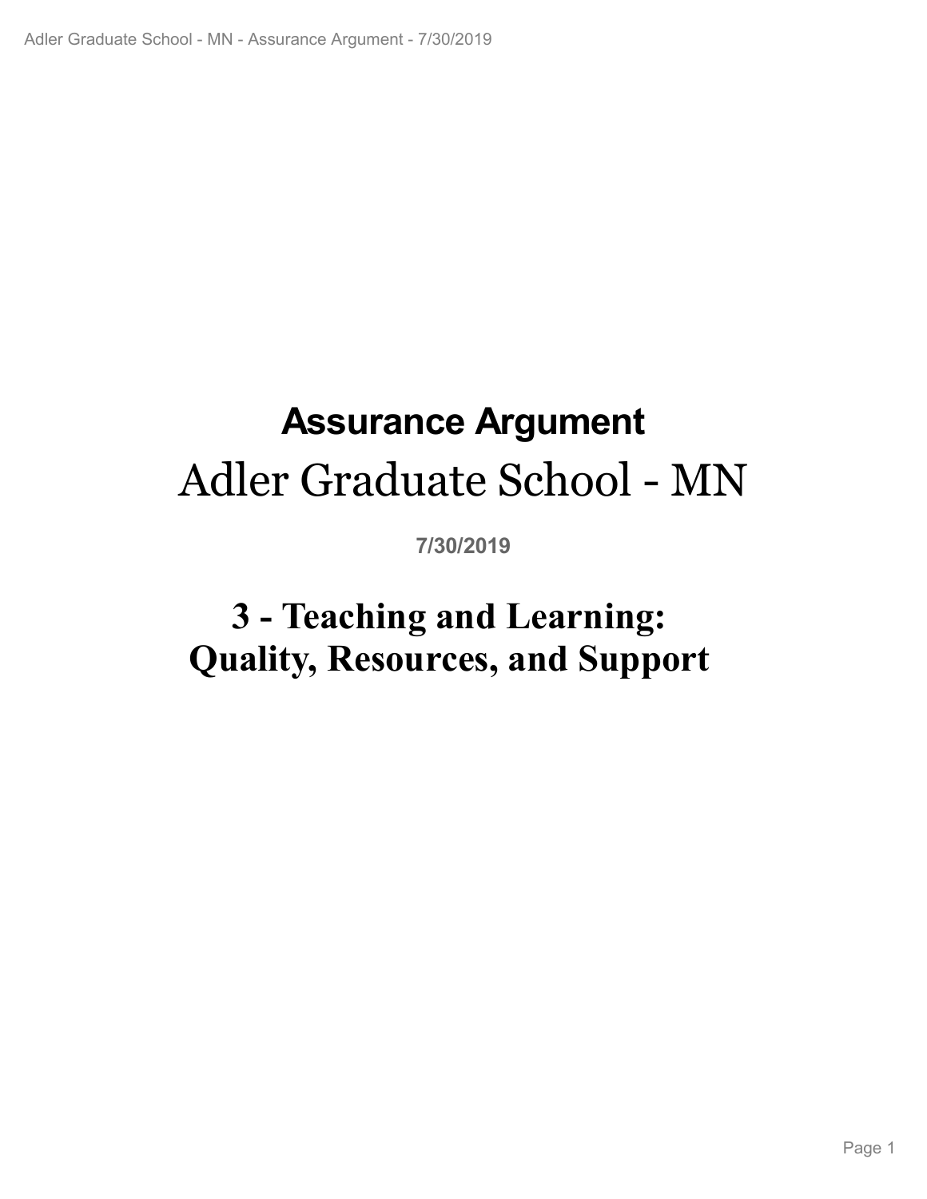# Assurance Argument

# Adler Graduate School - MN

**7/30/2019**

# 3 - Teaching and Learning: Quality, Resources, and Support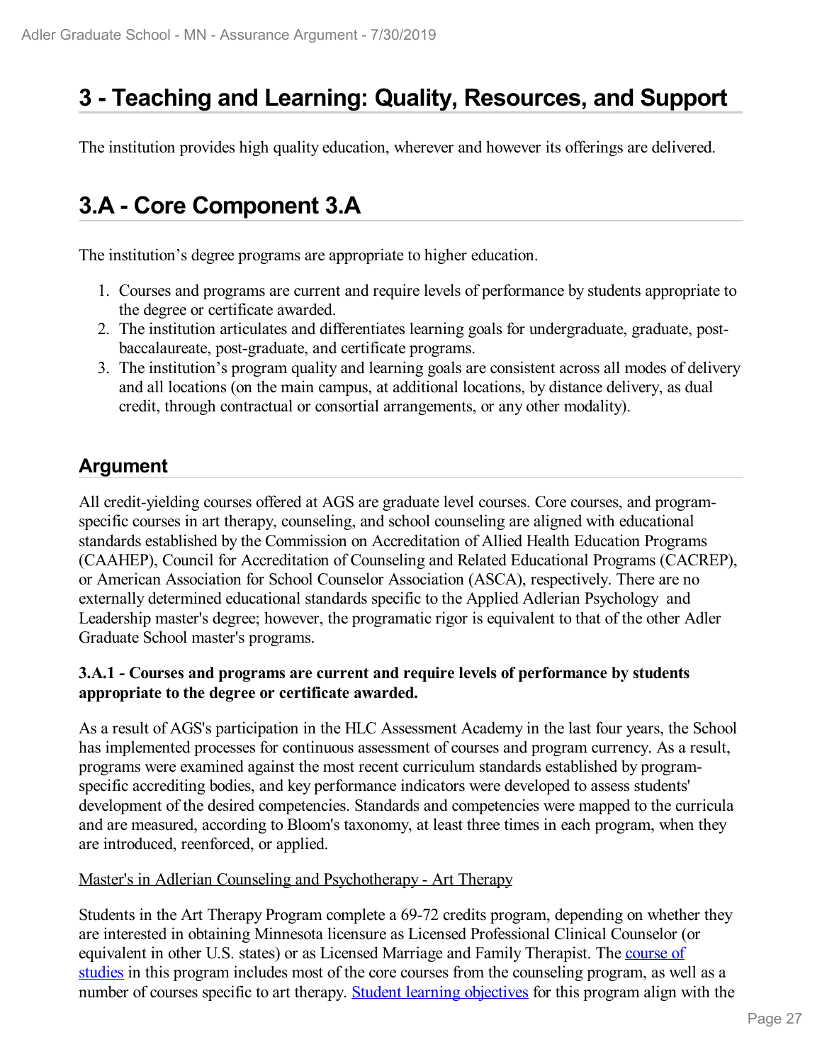# 3 - Teaching and Learning: Quality, Resources, and Support

The institution provides high quality education, wherever and however its offerings are delivered.

# 3.A - Core Component 3.A

The institution's degree programs are appropriate to higher education.

1. Courses and programs are current and require levels of performance by students appropriate to the degree or certificate awarded.
2. The institution articulates and differentiates learning goals for undergraduate, graduate, post-baccalaureate, post-graduate, and certificate programs.
3. The institution's program quality and learning goals are consistent across all modes of delivery and all locations (on the main campus, at additional locations, by distance delivery, as dual credit, through contractual or consortial arrangements, or any other modality).

## Argument

All credit-yielding courses offered at AGS are graduate level courses. Core courses, and program-specific courses in art therapy, counseling, and school counseling are aligned with educational standards established by the Commission on Accreditation of Allied Health Education Programs (CAAHEP), Council for Accreditation of Counseling and Related Educational Programs (CACREP), or American Association for School Counselor Association (ASCA), respectively. There are no externally determined educational standards specific to the Applied Adlerian Psychology and Leadership master's degree; however, the programatic rigor is equivalent to that of the other Adler Graduate School master's programs.

**3.A.1 - Courses and programs are current and require levels of performance by students appropriate to the degree or certificate awarded.**

As a result of AGS's participation in the HLC Assessment Academy in the last four years, the School has implemented processes for continuous assessment of courses and program currency. As a result, programs were examined against the most recent curriculum standards established by program-specific accrediting bodies, and key performance indicators were developed to assess students' development of the desired competencies. Standards and competencies were mapped to the curricula and are measured, according to Bloom's taxonomy, at least three times in each program, when they are introduced, reenforced, or applied.

Master's in Adlerian Counseling and Psychotherapy - Art Therapy

Students in the Art Therapy Program complete a 69-72 credits program, depending on whether they are interested in obtaining Minnesota licensure as Licensed Professional Clinical Counselor (or equivalent in other U.S. states) or as Licensed Marriage and Family Therapist. The course of studies in this program includes most of the core courses from the counseling program, as well as a number of courses specific to art therapy. Student learning objectives for this program align with the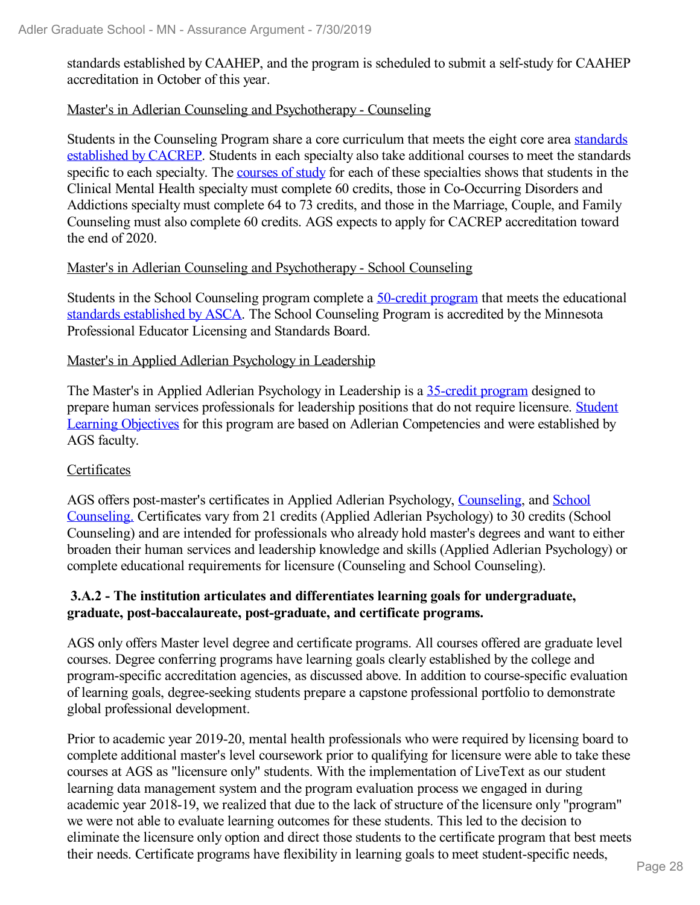standards established by CAAHEP, and the program is scheduled to submit a self-study for CAAHEP accreditation in October of this year.

Master's in Adlerian Counseling and Psychotherapy - Counseling

Students in the Counseling Program share a core curriculum that meets the eight core area standards established by CACREP. Students in each specialty also take additional courses to meet the standards specific to each specialty. The courses of study for each of these specialties shows that students in the Clinical Mental Health specialty must complete 60 credits, those in Co-Occurring Disorders and Addictions specialty must complete 64 to 73 credits, and those in the Marriage, Couple, and Family Counseling must also complete 60 credits. AGS expects to apply for CACREP accreditation toward the end of 2020.

Master's in Adlerian Counseling and Psychotherapy - School Counseling

Students in the School Counseling program complete a 50-credit program that meets the educational standards established by ASCA. The School Counseling Program is accredited by the Minnesota Professional Educator Licensing and Standards Board.

Master's in Applied Adlerian Psychology in Leadership

The Master's in Applied Adlerian Psychology in Leadership is a 35-credit program designed to prepare human services professionals for leadership positions that do not require licensure. Student Learning Objectives for this program are based on Adlerian Competencies and were established by AGS faculty.

Certificates

AGS offers post-master's certificates in Applied Adlerian Psychology, Counseling, and School Counseling. Certificates vary from 21 credits (Applied Adlerian Psychology) to 30 credits (School Counseling) and are intended for professionals who already hold master's degrees and want to either broaden their human services and leadership knowledge and skills (Applied Adlerian Psychology) or complete educational requirements for licensure (Counseling and School Counseling).

**3.A.2 - The institution articulates and differentiates learning goals for undergraduate, graduate, post-baccalaureate, post-graduate, and certificate programs.**

AGS only offers Master level degree and certificate programs. All courses offered are graduate level courses. Degree conferring programs have learning goals clearly established by the college and program-specific accreditation agencies, as discussed above. In addition to course-specific evaluation of learning goals, degree-seeking students prepare a capstone professional portfolio to demonstrate global professional development.

Prior to academic year 2019-20, mental health professionals who were required by licensing board to complete additional master's level coursework prior to qualifying for licensure were able to take these courses at AGS as "licensure only" students. With the implementation of LiveText as our student learning data management system and the program evaluation process we engaged in during academic year 2018-19, we realized that due to the lack of structure of the licensure only "program" we were not able to evaluate learning outcomes for these students. This led to the decision to eliminate the licensure only option and direct those students to the certificate program that best meets their needs. Certificate programs have flexibility in learning goals to meet student-specific needs,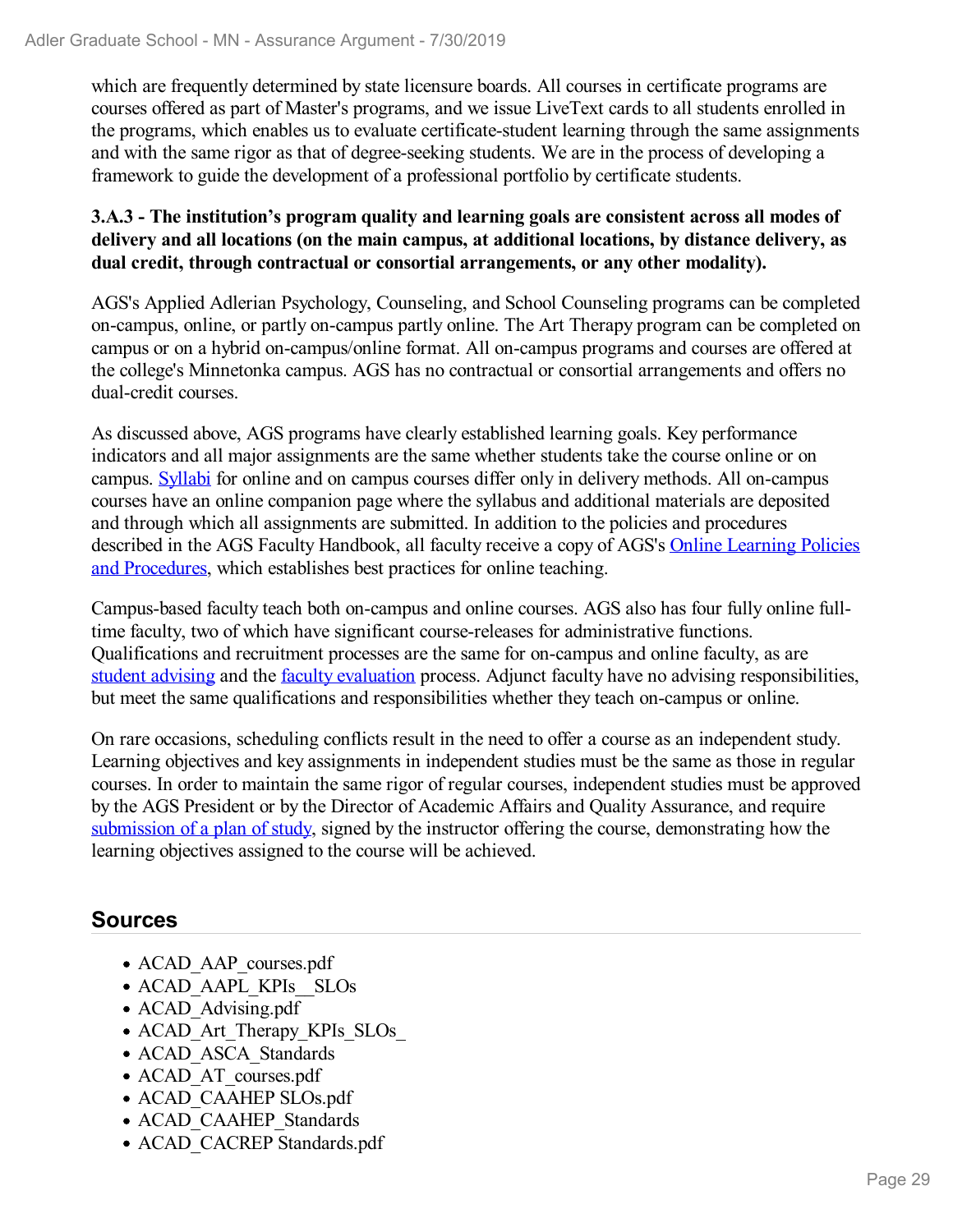which are frequently determined by state licensure boards. All courses in certificate programs are courses offered as part of Master's programs, and we issue LiveText cards to all students enrolled in the programs, which enables us to evaluate certificate-student learning through the same assignments and with the same rigor as that of degree-seeking students. We are in the process of developing a framework to guide the development of a professional portfolio by certificate students.

**3.A.3 - The institution's program quality and learning goals are consistent across all modes of delivery and all locations (on the main campus, at additional locations, by distance delivery, as dual credit, through contractual or consortial arrangements, or any other modality).**

AGS's Applied Adlerian Psychology, Counseling, and School Counseling programs can be completed on-campus, online, or partly on-campus partly online. The Art Therapy program can be completed on campus or on a hybrid on-campus/online format. All on-campus programs and courses are offered at the college's Minnetonka campus. AGS has no contractual or consortial arrangements and offers no dual-credit courses.

As discussed above, AGS programs have clearly established learning goals. Key performance indicators and all major assignments are the same whether students take the course online or on campus. Syllabi for online and on campus courses differ only in delivery methods. All on-campus courses have an online companion page where the syllabus and additional materials are deposited and through which all assignments are submitted. In addition to the policies and procedures described in the AGS Faculty Handbook, all faculty receive a copy of AGS's Online Learning Policies and Procedures, which establishes best practices for online teaching.

Campus-based faculty teach both on-campus and online courses. AGS also has four fully online full-time faculty, two of which have significant course-releases for administrative functions. Qualifications and recruitment processes are the same for on-campus and online faculty, as are student advising and the faculty evaluation process. Adjunct faculty have no advising responsibilities, but meet the same qualifications and responsibilities whether they teach on-campus or online.

On rare occasions, scheduling conflicts result in the need to offer a course as an independent study. Learning objectives and key assignments in independent studies must be the same as those in regular courses. In order to maintain the same rigor of regular courses, independent studies must be approved by the AGS President or by the Director of Academic Affairs and Quality Assurance, and require submission of a plan of study, signed by the instructor offering the course, demonstrating how the learning objectives assigned to the course will be achieved.

## Sources

- ACAD_AAP_courses.pdf
- ACAD_AAPL_KPIs__SLOs
- ACAD_Advising.pdf
- ACAD_Art_Therapy_KPIs_SLOs_
- ACAD_ASCA_Standards
- ACAD_AT_courses.pdf
- ACAD_CAAHEP SLOs.pdf
- ACAD_CAAHEP_Standards
- ACAD_CACREP Standards.pdf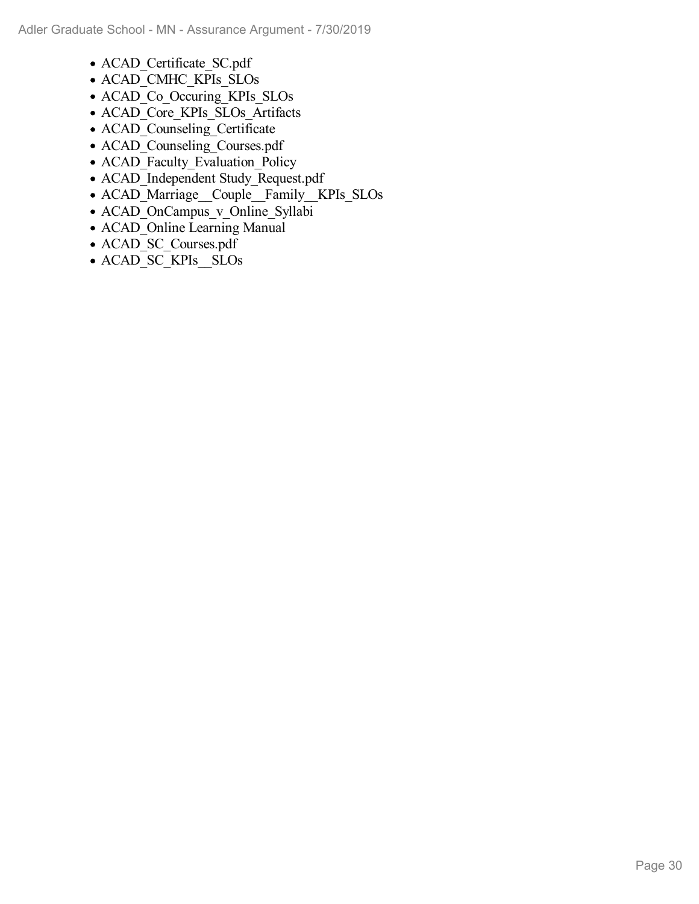- ACAD_Certificate_SC.pdf
- ACAD_CMHC_KPIs_SLOs
- ACAD_Co_Occuring_KPIs_SLOs
- ACAD_Core_KPIs_SLOs_Artifacts
- ACAD_Counseling_Certificate
- ACAD_Counseling_Courses.pdf
- ACAD_Faculty_Evaluation_Policy
- ACAD_Independent Study_Request.pdf
- ACAD_Marriage__Couple__Family__KPIs_SLOs
- ACAD_OnCampus_v_Online_Syllabi
- ACAD_Online Learning Manual
- ACAD_SC_Courses.pdf
- ACAD_SC_KPIs__SLOs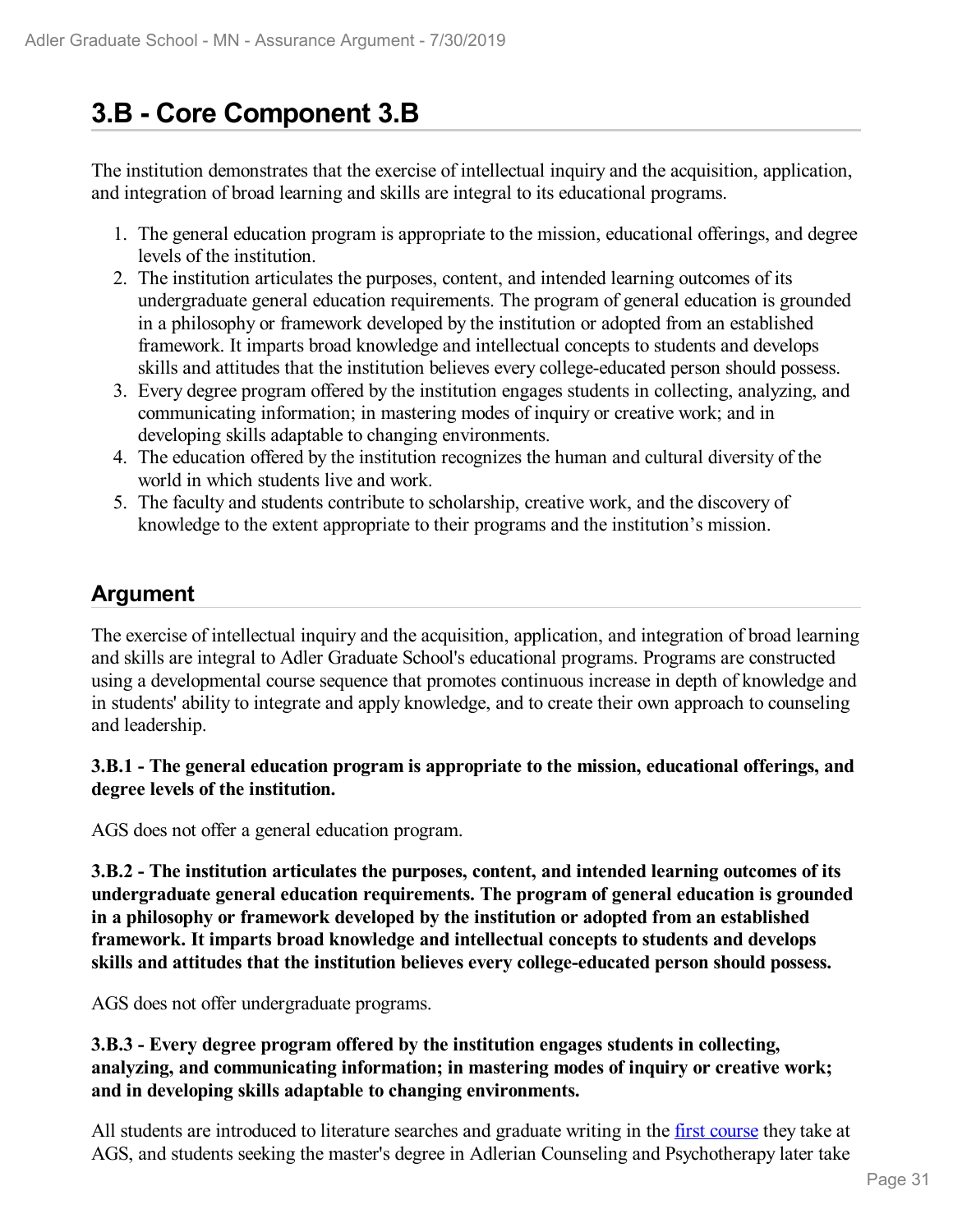## 3.B - Core Component 3.B

The institution demonstrates that the exercise of intellectual inquiry and the acquisition, application, and integration of broad learning and skills are integral to its educational programs.

1. The general education program is appropriate to the mission, educational offerings, and degree levels of the institution.
2. The institution articulates the purposes, content, and intended learning outcomes of its undergraduate general education requirements. The program of general education is grounded in a philosophy or framework developed by the institution or adopted from an established framework. It imparts broad knowledge and intellectual concepts to students and develops skills and attitudes that the institution believes every college-educated person should possess.
3. Every degree program offered by the institution engages students in collecting, analyzing, and communicating information; in mastering modes of inquiry or creative work; and in developing skills adaptable to changing environments.
4. The education offered by the institution recognizes the human and cultural diversity of the world in which students live and work.
5. The faculty and students contribute to scholarship, creative work, and the discovery of knowledge to the extent appropriate to their programs and the institution's mission.

### Argument

The exercise of intellectual inquiry and the acquisition, application, and integration of broad learning and skills are integral to Adler Graduate School's educational programs. Programs are constructed using a developmental course sequence that promotes continuous increase in depth of knowledge and in students' ability to integrate and apply knowledge, and to create their own approach to counseling and leadership.

**3.B.1 - The general education program is appropriate to the mission, educational offerings, and degree levels of the institution.**

AGS does not offer a general education program.

**3.B.2 - The institution articulates the purposes, content, and intended learning outcomes of its undergraduate general education requirements. The program of general education is grounded in a philosophy or framework developed by the institution or adopted from an established framework. It imparts broad knowledge and intellectual concepts to students and develops skills and attitudes that the institution believes every college-educated person should possess.**

AGS does not offer undergraduate programs.

**3.B.3 - Every degree program offered by the institution engages students in collecting, analyzing, and communicating information; in mastering modes of inquiry or creative work; and in developing skills adaptable to changing environments.**

All students are introduced to literature searches and graduate writing in the first course they take at AGS, and students seeking the master's degree in Adlerian Counseling and Psychotherapy later take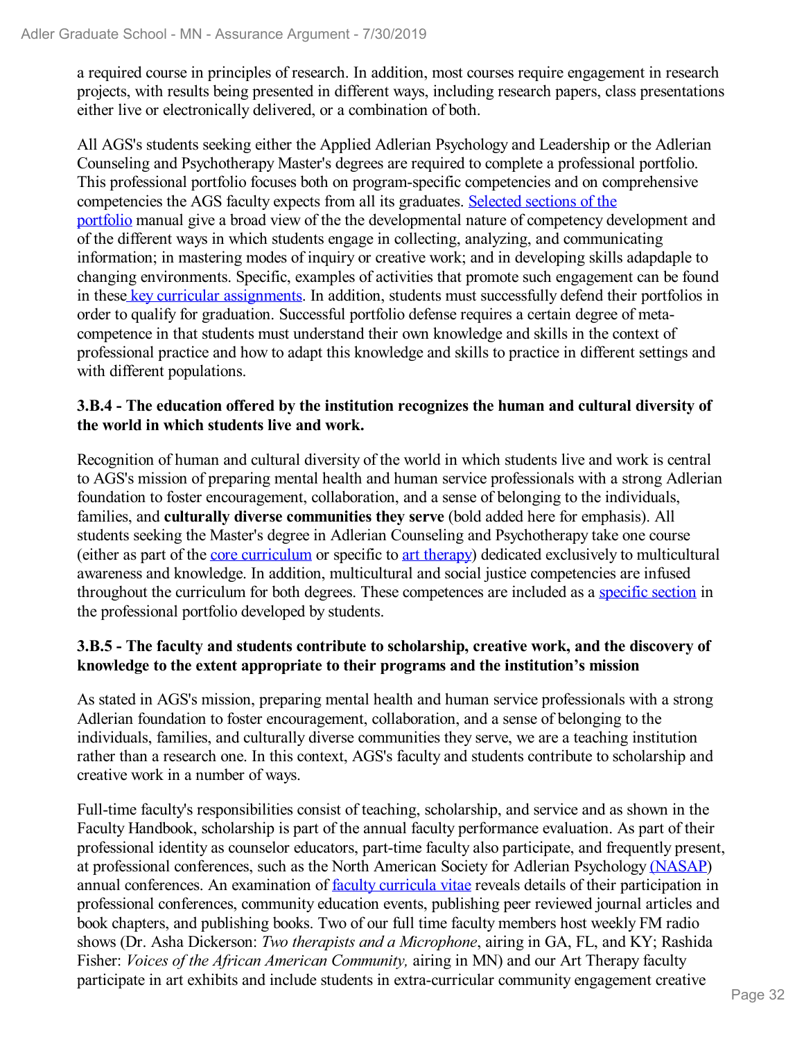a required course in principles of research. In addition, most courses require engagement in research projects, with results being presented in different ways, including research papers, class presentations either live or electronically delivered, or a combination of both.

All AGS's students seeking either the Applied Adlerian Psychology and Leadership or the Adlerian Counseling and Psychotherapy Master's degrees are required to complete a professional portfolio. This professional portfolio focuses both on program-specific competencies and on comprehensive competencies the AGS faculty expects from all its graduates. Selected sections of the portfolio manual give a broad view of the the developmental nature of competency development and of the different ways in which students engage in collecting, analyzing, and communicating information; in mastering modes of inquiry or creative work; and in developing skills adapdaple to changing environments. Specific, examples of activities that promote such engagement can be found in these key curricular assignments. In addition, students must successfully defend their portfolios in order to qualify for graduation. Successful portfolio defense requires a certain degree of meta-competence in that students must understand their own knowledge and skills in the context of professional practice and how to adapt this knowledge and skills to practice in different settings and with different populations.

**3.B.4 - The education offered by the institution recognizes the human and cultural diversity of the world in which students live and work.**

Recognition of human and cultural diversity of the world in which students live and work is central to AGS's mission of preparing mental health and human service professionals with a strong Adlerian foundation to foster encouragement, collaboration, and a sense of belonging to the individuals, families, and **culturally diverse communities they serve** (bold added here for emphasis). All students seeking the Master's degree in Adlerian Counseling and Psychotherapy take one course (either as part of the core curriculum or specific to art therapy) dedicated exclusively to multicultural awareness and knowledge. In addition, multicultural and social justice competencies are infused throughout the curriculum for both degrees. These competences are included as a specific section in the professional portfolio developed by students.

**3.B.5 - The faculty and students contribute to scholarship, creative work, and the discovery of knowledge to the extent appropriate to their programs and the institution's mission**

As stated in AGS's mission, preparing mental health and human service professionals with a strong Adlerian foundation to foster encouragement, collaboration, and a sense of belonging to the individuals, families, and culturally diverse communities they serve, we are a teaching institution rather than a research one. In this context, AGS's faculty and students contribute to scholarship and creative work in a number of ways.

Full-time faculty's responsibilities consist of teaching, scholarship, and service and as shown in the Faculty Handbook, scholarship is part of the annual faculty performance evaluation. As part of their professional identity as counselor educators, part-time faculty also participate, and frequently present, at professional conferences, such as the North American Society for Adlerian Psychology (NASAP) annual conferences. An examination of faculty curricula vitae reveals details of their participation in professional conferences, community education events, publishing peer reviewed journal articles and book chapters, and publishing books. Two of our full time faculty members host weekly FM radio shows (Dr. Asha Dickerson: *Two therapists and a Microphone*, airing in GA, FL, and KY; Rashida Fisher: *Voices of the African American Community,* airing in MN) and our Art Therapy faculty participate in art exhibits and include students in extra-curricular community engagement creative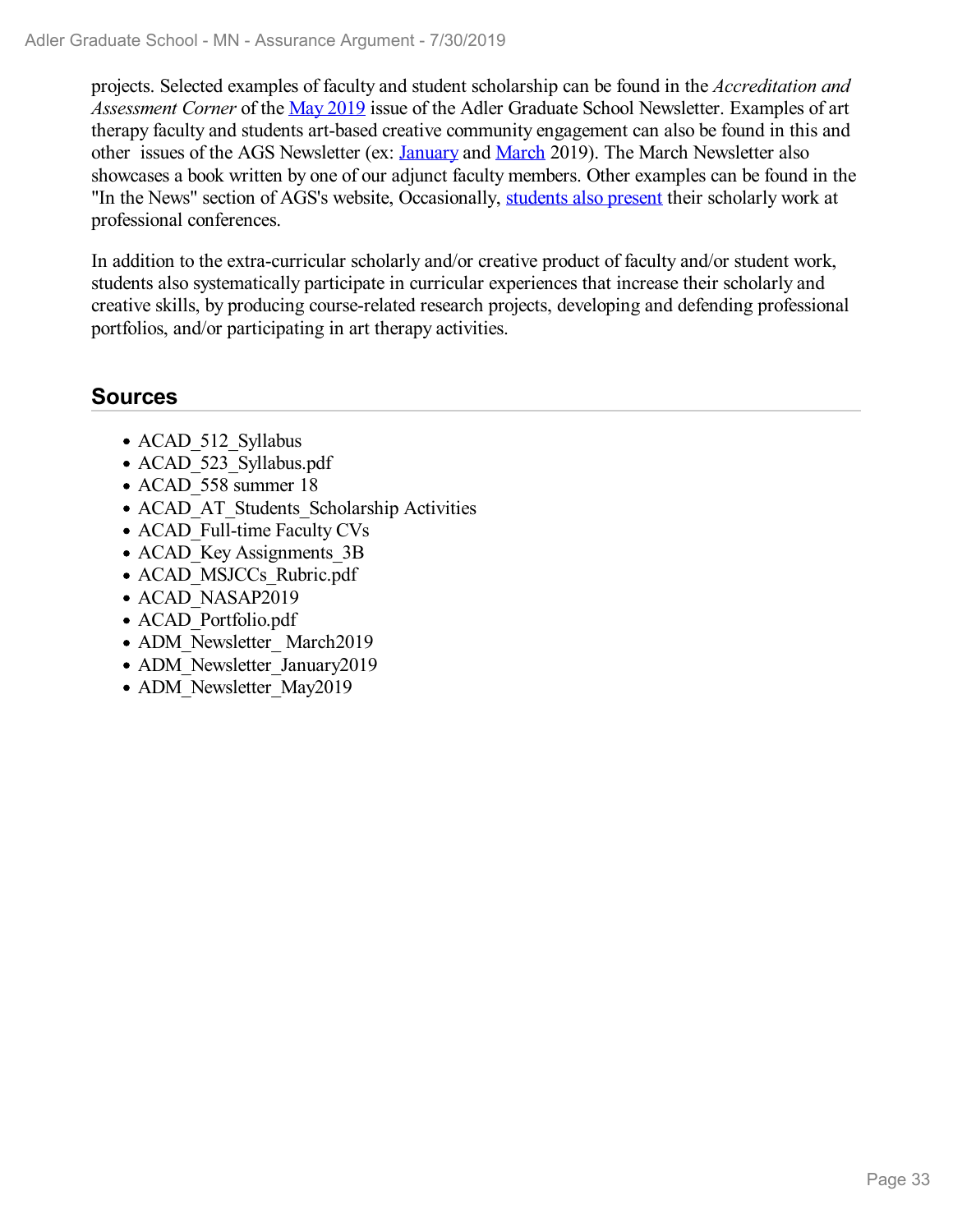projects. Selected examples of faculty and student scholarship can be found in the *Accreditation and Assessment Corner* of the May 2019 issue of the Adler Graduate School Newsletter. Examples of art therapy faculty and students art-based creative community engagement can also be found in this and other issues of the AGS Newsletter (ex: January and March 2019). The March Newsletter also showcases a book written by one of our adjunct faculty members. Other examples can be found in the "In the News" section of AGS's website, Occasionally, students also present their scholarly work at professional conferences.

In addition to the extra-curricular scholarly and/or creative product of faculty and/or student work, students also systematically participate in curricular experiences that increase their scholarly and creative skills, by producing course-related research projects, developing and defending professional portfolios, and/or participating in art therapy activities.

## Sources

- ACAD_512_Syllabus
- ACAD_523_Syllabus.pdf
- ACAD_558 summer 18
- ACAD_AT_Students_Scholarship Activities
- ACAD_Full-time Faculty CVs
- ACAD_Key Assignments_3B
- ACAD_MSJCCs_Rubric.pdf
- ACAD_NASAP2019
- ACAD_Portfolio.pdf
- ADM_Newsletter_ March2019
- ADM_Newsletter_January2019
- ADM_Newsletter_May2019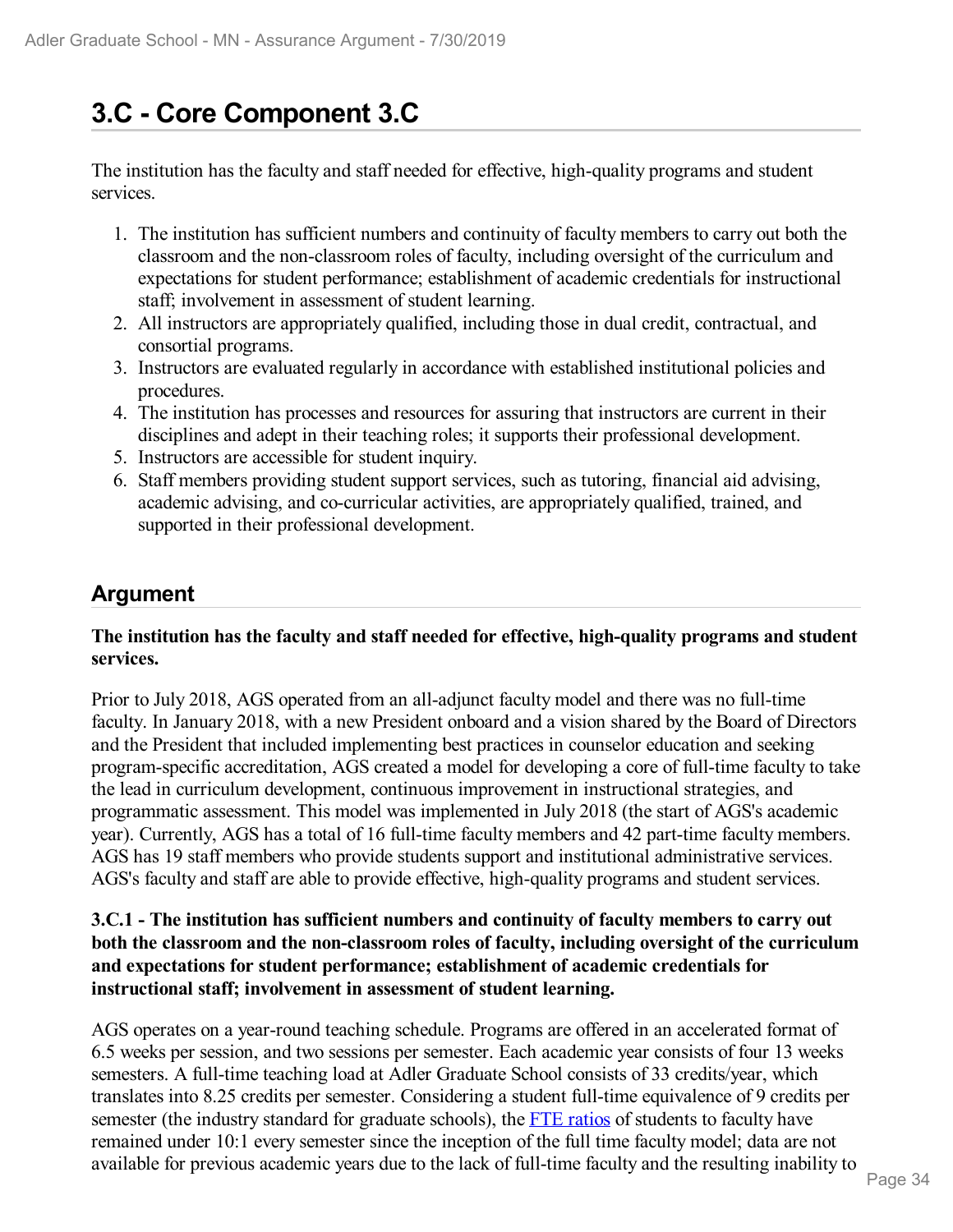# 3.C - Core Component 3.C

The institution has the faculty and staff needed for effective, high-quality programs and student services.

1. The institution has sufficient numbers and continuity of faculty members to carry out both the classroom and the non-classroom roles of faculty, including oversight of the curriculum and expectations for student performance; establishment of academic credentials for instructional staff; involvement in assessment of student learning.
2. All instructors are appropriately qualified, including those in dual credit, contractual, and consortial programs.
3. Instructors are evaluated regularly in accordance with established institutional policies and procedures.
4. The institution has processes and resources for assuring that instructors are current in their disciplines and adept in their teaching roles; it supports their professional development.
5. Instructors are accessible for student inquiry.
6. Staff members providing student support services, such as tutoring, financial aid advising, academic advising, and co-curricular activities, are appropriately qualified, trained, and supported in their professional development.

## Argument

**The institution has the faculty and staff needed for effective, high-quality programs and student services.**

Prior to July 2018, AGS operated from an all-adjunct faculty model and there was no full-time faculty. In January 2018, with a new President onboard and a vision shared by the Board of Directors and the President that included implementing best practices in counselor education and seeking program-specific accreditation, AGS created a model for developing a core of full-time faculty to take the lead in curriculum development, continuous improvement in instructional strategies, and programmatic assessment. This model was implemented in July 2018 (the start of AGS's academic year). Currently, AGS has a total of 16 full-time faculty members and 42 part-time faculty members. AGS has 19 staff members who provide students support and institutional administrative services. AGS's faculty and staff are able to provide effective, high-quality programs and student services.

**3.C.1 - The institution has sufficient numbers and continuity of faculty members to carry out both the classroom and the non-classroom roles of faculty, including oversight of the curriculum and expectations for student performance; establishment of academic credentials for instructional staff; involvement in assessment of student learning.**

AGS operates on a year-round teaching schedule. Programs are offered in an accelerated format of 6.5 weeks per session, and two sessions per semester. Each academic year consists of four 13 weeks semesters. A full-time teaching load at Adler Graduate School consists of 33 credits/year, which translates into 8.25 credits per semester. Considering a student full-time equivalence of 9 credits per semester (the industry standard for graduate schools), the FTE ratios of students to faculty have remained under 10:1 every semester since the inception of the full time faculty model; data are not available for previous academic years due to the lack of full-time faculty and the resulting inability to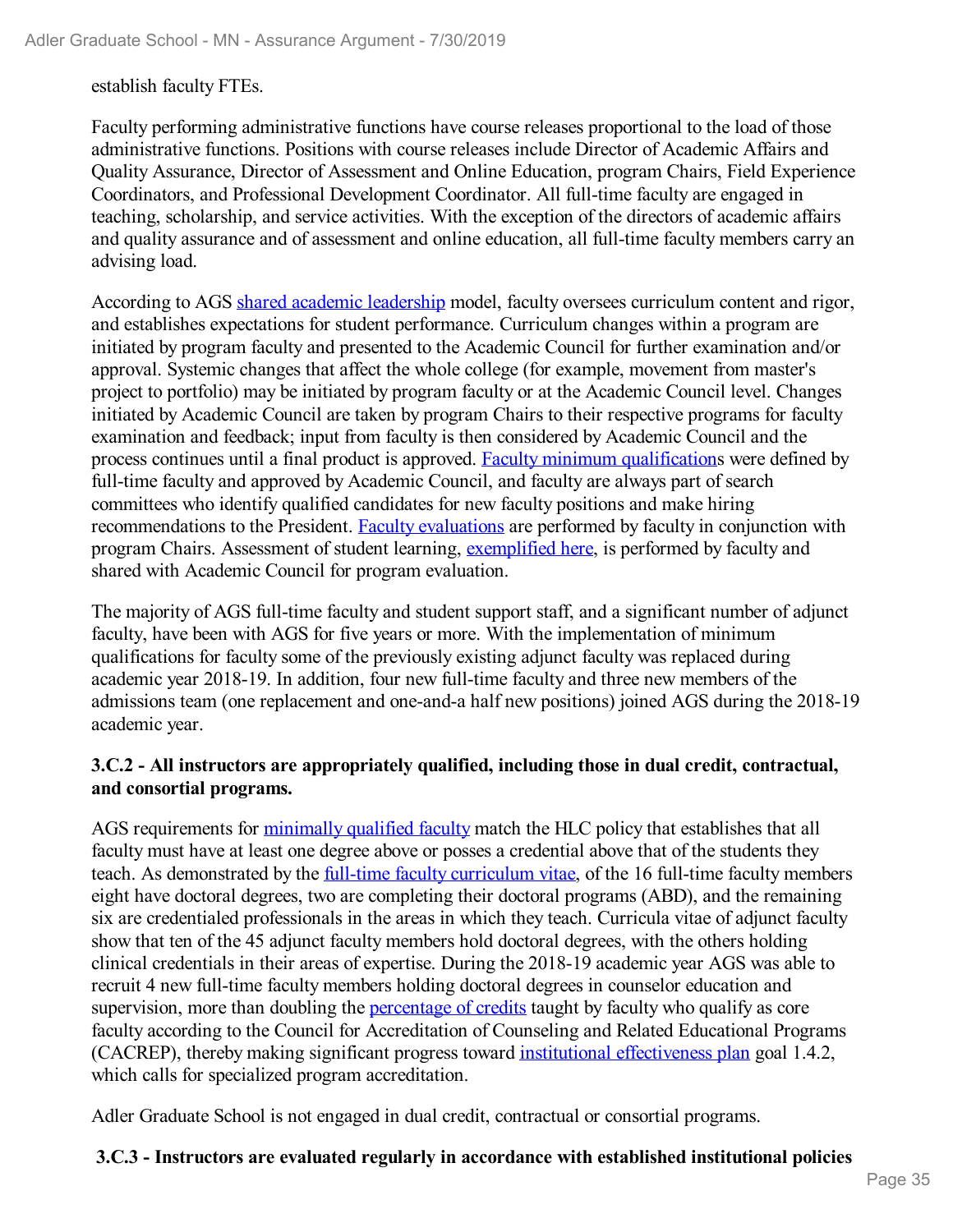establish faculty FTEs.

Faculty performing administrative functions have course releases proportional to the load of those administrative functions. Positions with course releases include Director of Academic Affairs and Quality Assurance, Director of Assessment and Online Education, program Chairs, Field Experience Coordinators, and Professional Development Coordinator. All full-time faculty are engaged in teaching, scholarship, and service activities. With the exception of the directors of academic affairs and quality assurance and of assessment and online education, all full-time faculty members carry an advising load.

According to AGS shared academic leadership model, faculty oversees curriculum content and rigor, and establishes expectations for student performance. Curriculum changes within a program are initiated by program faculty and presented to the Academic Council for further examination and/or approval. Systemic changes that affect the whole college (for example, movement from master's project to portfolio) may be initiated by program faculty or at the Academic Council level. Changes initiated by Academic Council are taken by program Chairs to their respective programs for faculty examination and feedback; input from faculty is then considered by Academic Council and the process continues until a final product is approved. Faculty minimum qualifications were defined by full-time faculty and approved by Academic Council, and faculty are always part of search committees who identify qualified candidates for new faculty positions and make hiring recommendations to the President. Faculty evaluations are performed by faculty in conjunction with program Chairs. Assessment of student learning, exemplified here, is performed by faculty and shared with Academic Council for program evaluation.

The majority of AGS full-time faculty and student support staff, and a significant number of adjunct faculty, have been with AGS for five years or more. With the implementation of minimum qualifications for faculty some of the previously existing adjunct faculty was replaced during academic year 2018-19. In addition, four new full-time faculty and three new members of the admissions team (one replacement and one-and-a half new positions) joined AGS during the 2018-19 academic year.

**3.C.2 - All instructors are appropriately qualified, including those in dual credit, contractual, and consortial programs.**

AGS requirements for minimally qualified faculty match the HLC policy that establishes that all faculty must have at least one degree above or posses a credential above that of the students they teach. As demonstrated by the full-time faculty curriculum vitae, of the 16 full-time faculty members eight have doctoral degrees, two are completing their doctoral programs (ABD), and the remaining six are credentialed professionals in the areas in which they teach. Curricula vitae of adjunct faculty show that ten of the 45 adjunct faculty members hold doctoral degrees, with the others holding clinical credentials in their areas of expertise. During the 2018-19 academic year AGS was able to recruit 4 new full-time faculty members holding doctoral degrees in counselor education and supervision, more than doubling the percentage of credits taught by faculty who qualify as core faculty according to the Council for Accreditation of Counseling and Related Educational Programs (CACREP), thereby making significant progress toward institutional effectiveness plan goal 1.4.2, which calls for specialized program accreditation.

Adler Graduate School is not engaged in dual credit, contractual or consortial programs.

**3.C.3 - Instructors are evaluated regularly in accordance with established institutional policies**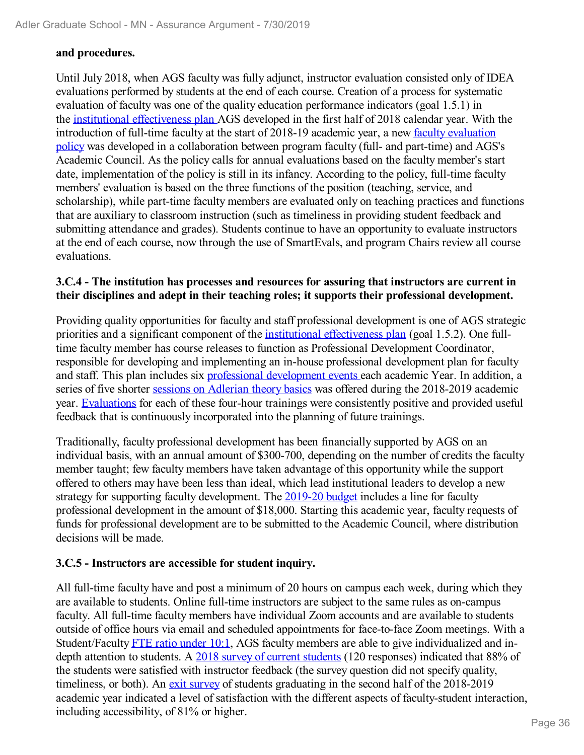**and procedures.**

Until July 2018, when AGS faculty was fully adjunct, instructor evaluation consisted only of IDEA evaluations performed by students at the end of each course. Creation of a process for systematic evaluation of faculty was one of the quality education performance indicators (goal 1.5.1) in the institutional effectiveness plan AGS developed in the first half of 2018 calendar year. With the introduction of full-time faculty at the start of 2018-19 academic year, a new faculty evaluation policy was developed in a collaboration between program faculty (full- and part-time) and AGS's Academic Council. As the policy calls for annual evaluations based on the faculty member's start date, implementation of the policy is still in its infancy. According to the policy, full-time faculty members' evaluation is based on the three functions of the position (teaching, service, and scholarship), while part-time faculty members are evaluated only on teaching practices and functions that are auxiliary to classroom instruction (such as timeliness in providing student feedback and submitting attendance and grades). Students continue to have an opportunity to evaluate instructors at the end of each course, now through the use of SmartEvals, and program Chairs review all course evaluations.

**3.C.4 - The institution has processes and resources for assuring that instructors are current in their disciplines and adept in their teaching roles; it supports their professional development.**

Providing quality opportunities for faculty and staff professional development is one of AGS strategic priorities and a significant component of the institutional effectiveness plan (goal 1.5.2). One full-time faculty member has course releases to function as Professional Development Coordinator, responsible for developing and implementing an in-house professional development plan for faculty and staff. This plan includes six professional development events each academic Year. In addition, a series of five shorter sessions on Adlerian theory basics was offered during the 2018-2019 academic year. Evaluations for each of these four-hour trainings were consistently positive and provided useful feedback that is continuously incorporated into the planning of future trainings.

Traditionally, faculty professional development has been financially supported by AGS on an individual basis, with an annual amount of $300-700, depending on the number of credits the faculty member taught; few faculty members have taken advantage of this opportunity while the support offered to others may have been less than ideal, which lead institutional leaders to develop a new strategy for supporting faculty development. The 2019-20 budget includes a line for faculty professional development in the amount of $18,000. Starting this academic year, faculty requests of funds for professional development are to be submitted to the Academic Council, where distribution decisions will be made.

**3.C.5 - Instructors are accessible for student inquiry.**

All full-time faculty have and post a minimum of 20 hours on campus each week, during which they are available to students. Online full-time instructors are subject to the same rules as on-campus faculty. All full-time faculty members have individual Zoom accounts and are available to students outside of office hours via email and scheduled appointments for face-to-face Zoom meetings. With a Student/Faculty FTE ratio under 10:1, AGS faculty members are able to give individualized and in-depth attention to students. A 2018 survey of current students (120 responses) indicated that 88% of the students were satisfied with instructor feedback (the survey question did not specify quality, timeliness, or both). An exit survey of students graduating in the second half of the 2018-2019 academic year indicated a level of satisfaction with the different aspects of faculty-student interaction, including accessibility, of 81% or higher.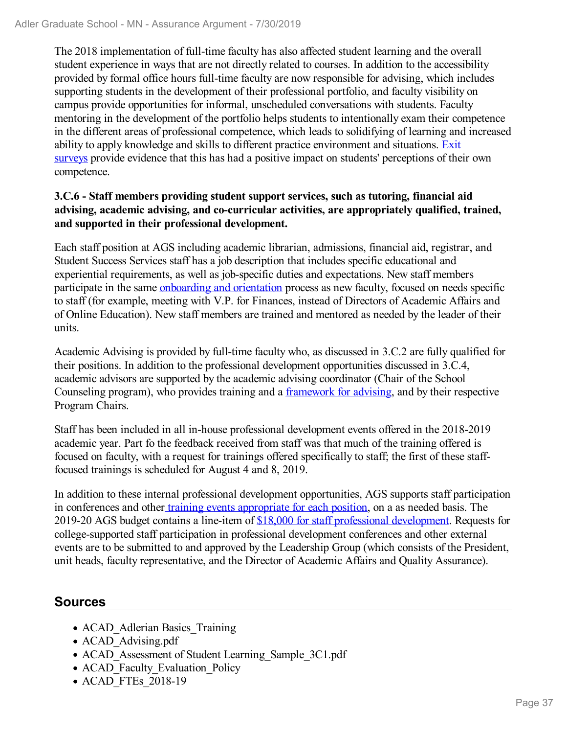The 2018 implementation of full-time faculty has also affected student learning and the overall student experience in ways that are not directly related to courses. In addition to the accessibility provided by formal office hours full-time faculty are now responsible for advising, which includes supporting students in the development of their professional portfolio, and faculty visibility on campus provide opportunities for informal, unscheduled conversations with students. Faculty mentoring in the development of the portfolio helps students to intentionally exam their competence in the different areas of professional competence, which leads to solidifying of learning and increased ability to apply knowledge and skills to different practice environment and situations. Exit surveys provide evidence that this has had a positive impact on students' perceptions of their own competence.

**3.C.6 - Staff members providing student support services, such as tutoring, financial aid advising, academic advising, and co-curricular activities, are appropriately qualified, trained, and supported in their professional development.**

Each staff position at AGS including academic librarian, admissions, financial aid, registrar, and Student Success Services staff has a job description that includes specific educational and experiential requirements, as well as job-specific duties and expectations. New staff members participate in the same onboarding and orientation process as new faculty, focused on needs specific to staff (for example, meeting with V.P. for Finances, instead of Directors of Academic Affairs and of Online Education). New staff members are trained and mentored as needed by the leader of their units.

Academic Advising is provided by full-time faculty who, as discussed in 3.C.2 are fully qualified for their positions. In addition to the professional development opportunities discussed in 3.C.4, academic advisors are supported by the academic advising coordinator (Chair of the School Counseling program), who provides training and a framework for advising, and by their respective Program Chairs.

Staff has been included in all in-house professional development events offered in the 2018-2019 academic year. Part fo the feedback received from staff was that much of the training offered is focused on faculty, with a request for trainings offered specifically to staff; the first of these staff-focused trainings is scheduled for August 4 and 8, 2019.

In addition to these internal professional development opportunities, AGS supports staff participation in conferences and other training events appropriate for each position, on a as needed basis. The 2019-20 AGS budget contains a line-item of $18,000 for staff professional development. Requests for college-supported staff participation in professional development conferences and other external events are to be submitted to and approved by the Leadership Group (which consists of the President, unit heads, faculty representative, and the Director of Academic Affairs and Quality Assurance).

## Sources

- ACAD_Adlerian Basics_Training
- ACAD_Advising.pdf
- ACAD_Assessment of Student Learning_Sample_3C1.pdf
- ACAD_Faculty_Evaluation_Policy
- ACAD_FTEs_2018-19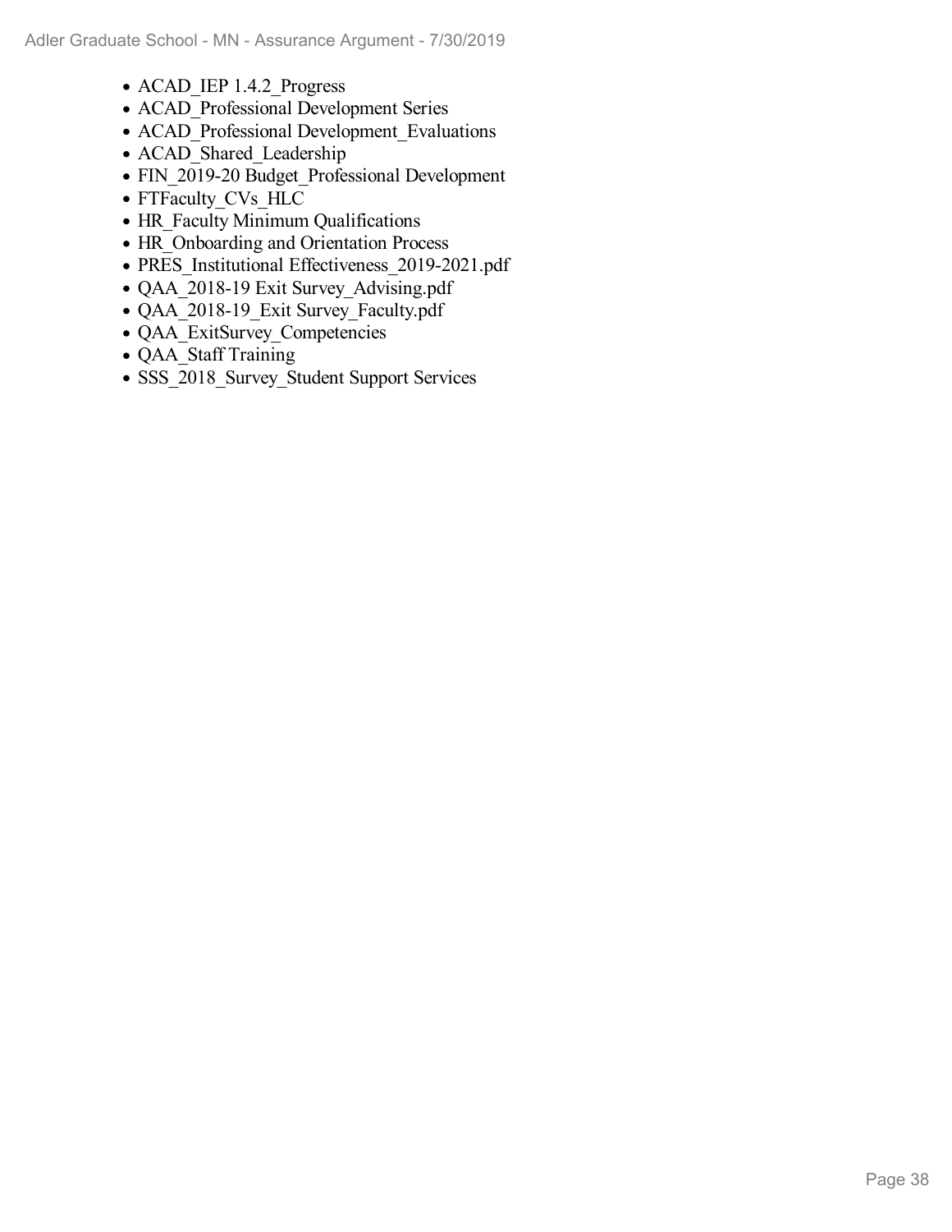- ACAD_IEP 1.4.2_Progress
- ACAD_Professional Development Series
- ACAD_Professional Development_Evaluations
- ACAD_Shared_Leadership
- FIN_2019-20 Budget_Professional Development
- FTFaculty_CVs_HLC
- HR_Faculty Minimum Qualifications
- HR_Onboarding and Orientation Process
- PRES_Institutional Effectiveness_2019-2021.pdf
- QAA_2018-19 Exit Survey_Advising.pdf
- QAA_2018-19_Exit Survey_Faculty.pdf
- QAA_ExitSurvey_Competencies
- QAA_Staff Training
- SSS_2018_Survey_Student Support Services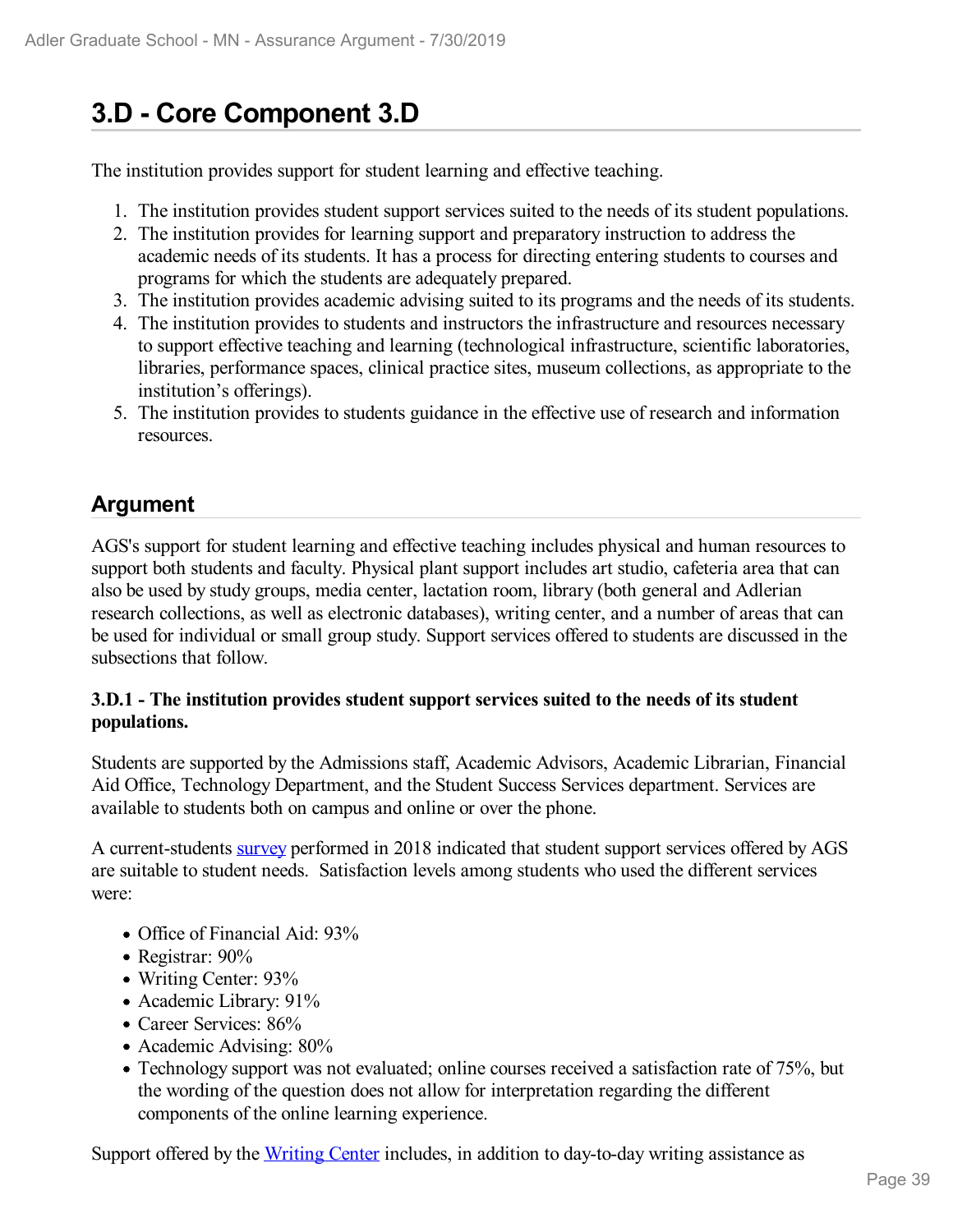# 3.D - Core Component 3.D

The institution provides support for student learning and effective teaching.

1. The institution provides student support services suited to the needs of its student populations.
2. The institution provides for learning support and preparatory instruction to address the academic needs of its students. It has a process for directing entering students to courses and programs for which the students are adequately prepared.
3. The institution provides academic advising suited to its programs and the needs of its students.
4. The institution provides to students and instructors the infrastructure and resources necessary to support effective teaching and learning (technological infrastructure, scientific laboratories, libraries, performance spaces, clinical practice sites, museum collections, as appropriate to the institution's offerings).
5. The institution provides to students guidance in the effective use of research and information resources.

## Argument

AGS's support for student learning and effective teaching includes physical and human resources to support both students and faculty. Physical plant support includes art studio, cafeteria area that can also be used by study groups, media center, lactation room, library (both general and Adlerian research collections, as well as electronic databases), writing center, and a number of areas that can be used for individual or small group study. Support services offered to students are discussed in the subsections that follow.

**3.D.1 - The institution provides student support services suited to the needs of its student populations.**

Students are supported by the Admissions staff, Academic Advisors, Academic Librarian, Financial Aid Office, Technology Department, and the Student Success Services department. Services are available to students both on campus and online or over the phone.

A current-students survey performed in 2018 indicated that student support services offered by AGS are suitable to student needs. Satisfaction levels among students who used the different services were:

- Office of Financial Aid: 93%
- Registrar: 90%
- Writing Center: 93%
- Academic Library: 91%
- Career Services: 86%
- Academic Advising: 80%
- Technology support was not evaluated; online courses received a satisfaction rate of 75%, but the wording of the question does not allow for interpretation regarding the different components of the online learning experience.

Support offered by the Writing Center includes, in addition to day-to-day writing assistance as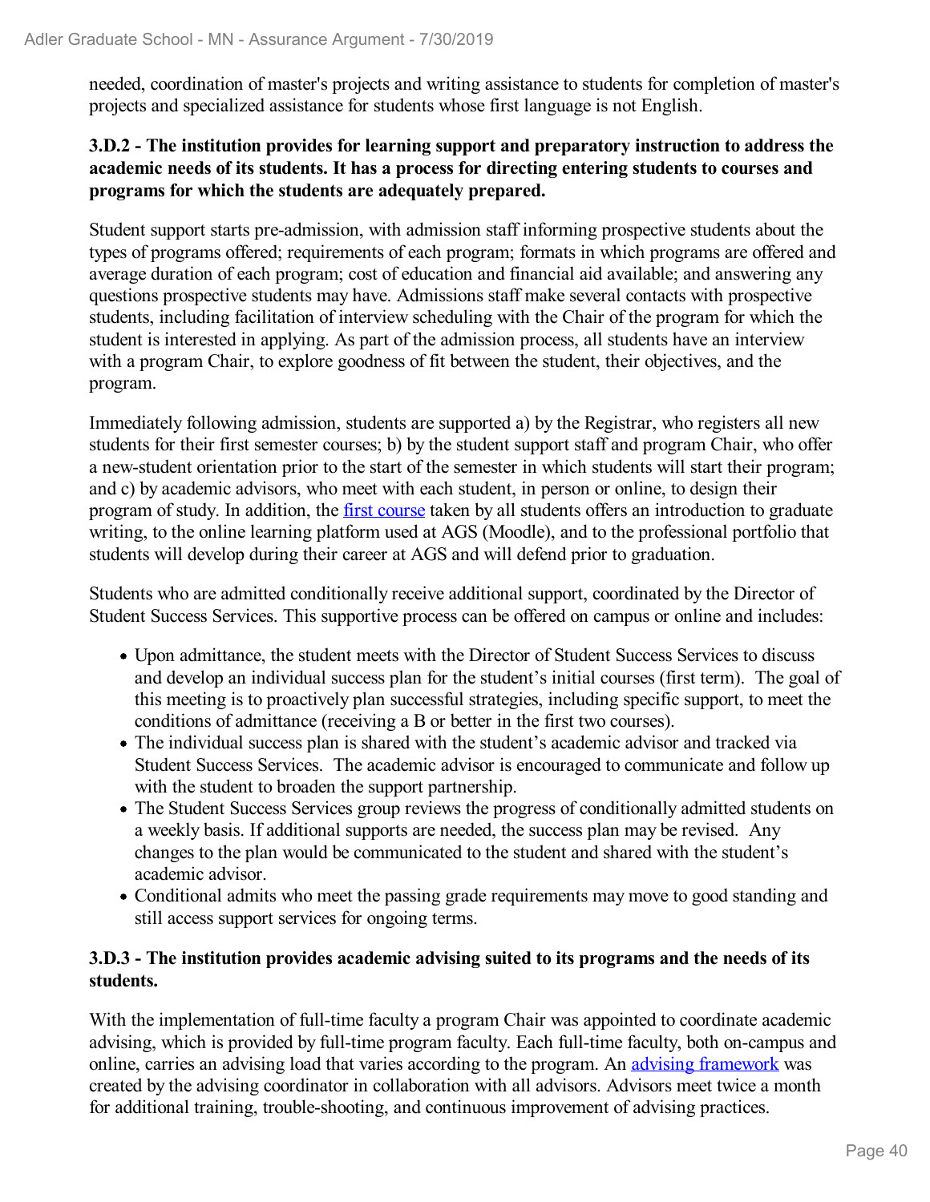needed, coordination of master's projects and writing assistance to students for completion of master's projects and specialized assistance for students whose first language is not English.

### 3.D.2 - The institution provides for learning support and preparatory instruction to address the academic needs of its students. It has a process for directing entering students to courses and programs for which the students are adequately prepared.

Student support starts pre-admission, with admission staff informing prospective students about the types of programs offered; requirements of each program; formats in which programs are offered and average duration of each program; cost of education and financial aid available; and answering any questions prospective students may have. Admissions staff make several contacts with prospective students, including facilitation of interview scheduling with the Chair of the program for which the student is interested in applying. As part of the admission process, all students have an interview with a program Chair, to explore goodness of fit between the student, their objectives, and the program.

Immediately following admission, students are supported a) by the Registrar, who registers all new students for their first semester courses; b) by the student support staff and program Chair, who offer a new-student orientation prior to the start of the semester in which students will start their program; and c) by academic advisors, who meet with each student, in person or online, to design their program of study. In addition, the first course taken by all students offers an introduction to graduate writing, to the online learning platform used at AGS (Moodle), and to the professional portfolio that students will develop during their career at AGS and will defend prior to graduation.

Students who are admitted conditionally receive additional support, coordinated by the Director of Student Success Services. This supportive process can be offered on campus or online and includes:

- Upon admittance, the student meets with the Director of Student Success Services to discuss and develop an individual success plan for the student's initial courses (first term). The goal of this meeting is to proactively plan successful strategies, including specific support, to meet the conditions of admittance (receiving a B or better in the first two courses).
- The individual success plan is shared with the student's academic advisor and tracked via Student Success Services. The academic advisor is encouraged to communicate and follow up with the student to broaden the support partnership.
- The Student Success Services group reviews the progress of conditionally admitted students on a weekly basis. If additional supports are needed, the success plan may be revised. Any changes to the plan would be communicated to the student and shared with the student's academic advisor.
- Conditional admits who meet the passing grade requirements may move to good standing and still access support services for ongoing terms.

### 3.D.3 - The institution provides academic advising suited to its programs and the needs of its students.

With the implementation of full-time faculty a program Chair was appointed to coordinate academic advising, which is provided by full-time program faculty. Each full-time faculty, both on-campus and online, carries an advising load that varies according to the program. An advising framework was created by the advising coordinator in collaboration with all advisors. Advisors meet twice a month for additional training, trouble-shooting, and continuous improvement of advising practices.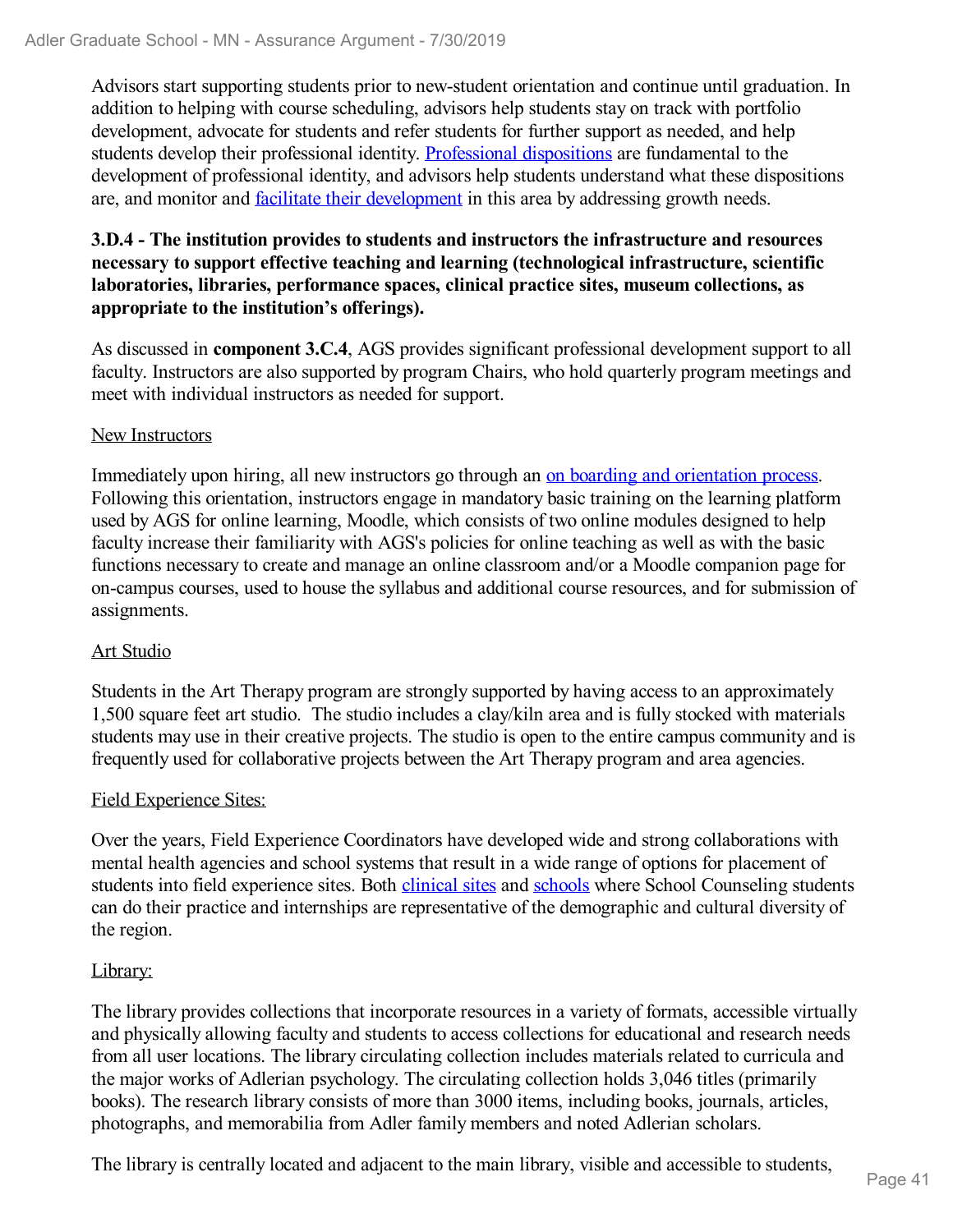Advisors start supporting students prior to new-student orientation and continue until graduation. In addition to helping with course scheduling, advisors help students stay on track with portfolio development, advocate for students and refer students for further support as needed, and help students develop their professional identity. Professional dispositions are fundamental to the development of professional identity, and advisors help students understand what these dispositions are, and monitor and facilitate their development in this area by addressing growth needs.

**3.D.4 - The institution provides to students and instructors the infrastructure and resources necessary to support effective teaching and learning (technological infrastructure, scientific laboratories, libraries, performance spaces, clinical practice sites, museum collections, as appropriate to the institution's offerings).**

As discussed in **component 3.C.4**, AGS provides significant professional development support to all faculty. Instructors are also supported by program Chairs, who hold quarterly program meetings and meet with individual instructors as needed for support.

New Instructors

Immediately upon hiring, all new instructors go through an on boarding and orientation process. Following this orientation, instructors engage in mandatory basic training on the learning platform used by AGS for online learning, Moodle, which consists of two online modules designed to help faculty increase their familiarity with AGS's policies for online teaching as well as with the basic functions necessary to create and manage an online classroom and/or a Moodle companion page for on-campus courses, used to house the syllabus and additional course resources, and for submission of assignments.

Art Studio

Students in the Art Therapy program are strongly supported by having access to an approximately 1,500 square feet art studio. The studio includes a clay/kiln area and is fully stocked with materials students may use in their creative projects. The studio is open to the entire campus community and is frequently used for collaborative projects between the Art Therapy program and area agencies.

Field Experience Sites:

Over the years, Field Experience Coordinators have developed wide and strong collaborations with mental health agencies and school systems that result in a wide range of options for placement of students into field experience sites. Both clinical sites and schools where School Counseling students can do their practice and internships are representative of the demographic and cultural diversity of the region.

Library:

The library provides collections that incorporate resources in a variety of formats, accessible virtually and physically allowing faculty and students to access collections for educational and research needs from all user locations. The library circulating collection includes materials related to curricula and the major works of Adlerian psychology. The circulating collection holds 3,046 titles (primarily books). The research library consists of more than 3000 items, including books, journals, articles, photographs, and memorabilia from Adler family members and noted Adlerian scholars.

The library is centrally located and adjacent to the main library, visible and accessible to students,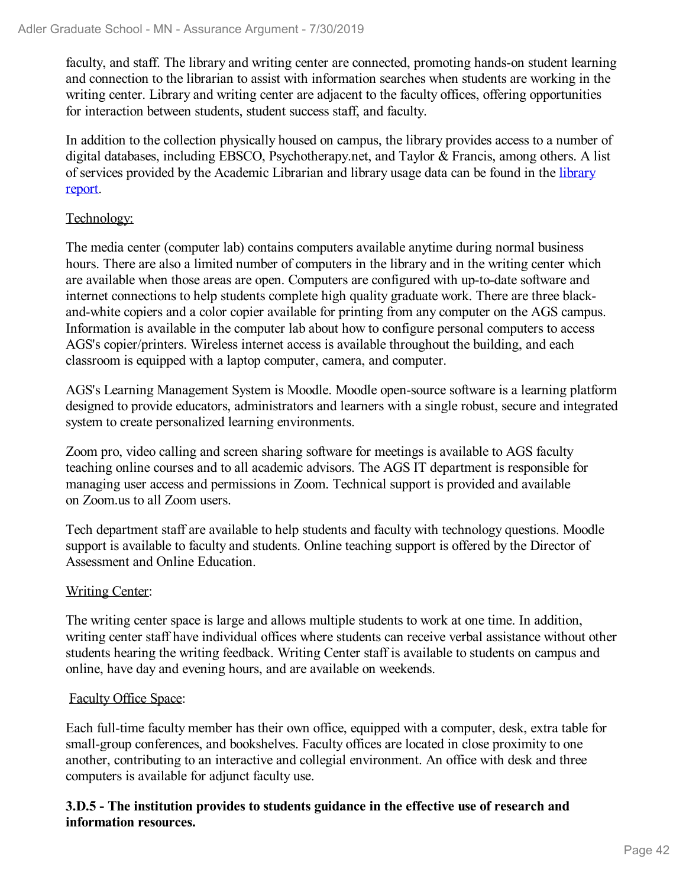faculty, and staff. The library and writing center are connected, promoting hands-on student learning and connection to the librarian to assist with information searches when students are working in the writing center. Library and writing center are adjacent to the faculty offices, offering opportunities for interaction between students, student success staff, and faculty.

In addition to the collection physically housed on campus, the library provides access to a number of digital databases, including EBSCO, Psychotherapy.net, and Taylor & Francis, among others. A list of services provided by the Academic Librarian and library usage data can be found in the library report.

Technology:

The media center (computer lab) contains computers available anytime during normal business hours. There are also a limited number of computers in the library and in the writing center which are available when those areas are open. Computers are configured with up-to-date software and internet connections to help students complete high quality graduate work. There are three black-and-white copiers and a color copier available for printing from any computer on the AGS campus. Information is available in the computer lab about how to configure personal computers to access AGS's copier/printers. Wireless internet access is available throughout the building, and each classroom is equipped with a laptop computer, camera, and computer.

AGS's Learning Management System is Moodle. Moodle open-source software is a learning platform designed to provide educators, administrators and learners with a single robust, secure and integrated system to create personalized learning environments.

Zoom pro, video calling and screen sharing software for meetings is available to AGS faculty teaching online courses and to all academic advisors. The AGS IT department is responsible for managing user access and permissions in Zoom. Technical support is provided and available on Zoom.us to all Zoom users.

Tech department staff are available to help students and faculty with technology questions. Moodle support is available to faculty and students. Online teaching support is offered by the Director of Assessment and Online Education.

Writing Center:

The writing center space is large and allows multiple students to work at one time. In addition, writing center staff have individual offices where students can receive verbal assistance without other students hearing the writing feedback. Writing Center staff is available to students on campus and online, have day and evening hours, and are available on weekends.

Faculty Office Space:

Each full-time faculty member has their own office, equipped with a computer, desk, extra table for small-group conferences, and bookshelves. Faculty offices are located in close proximity to one another, contributing to an interactive and collegial environment. An office with desk and three computers is available for adjunct faculty use.

**3.D.5 - The institution provides to students guidance in the effective use of research and information resources.**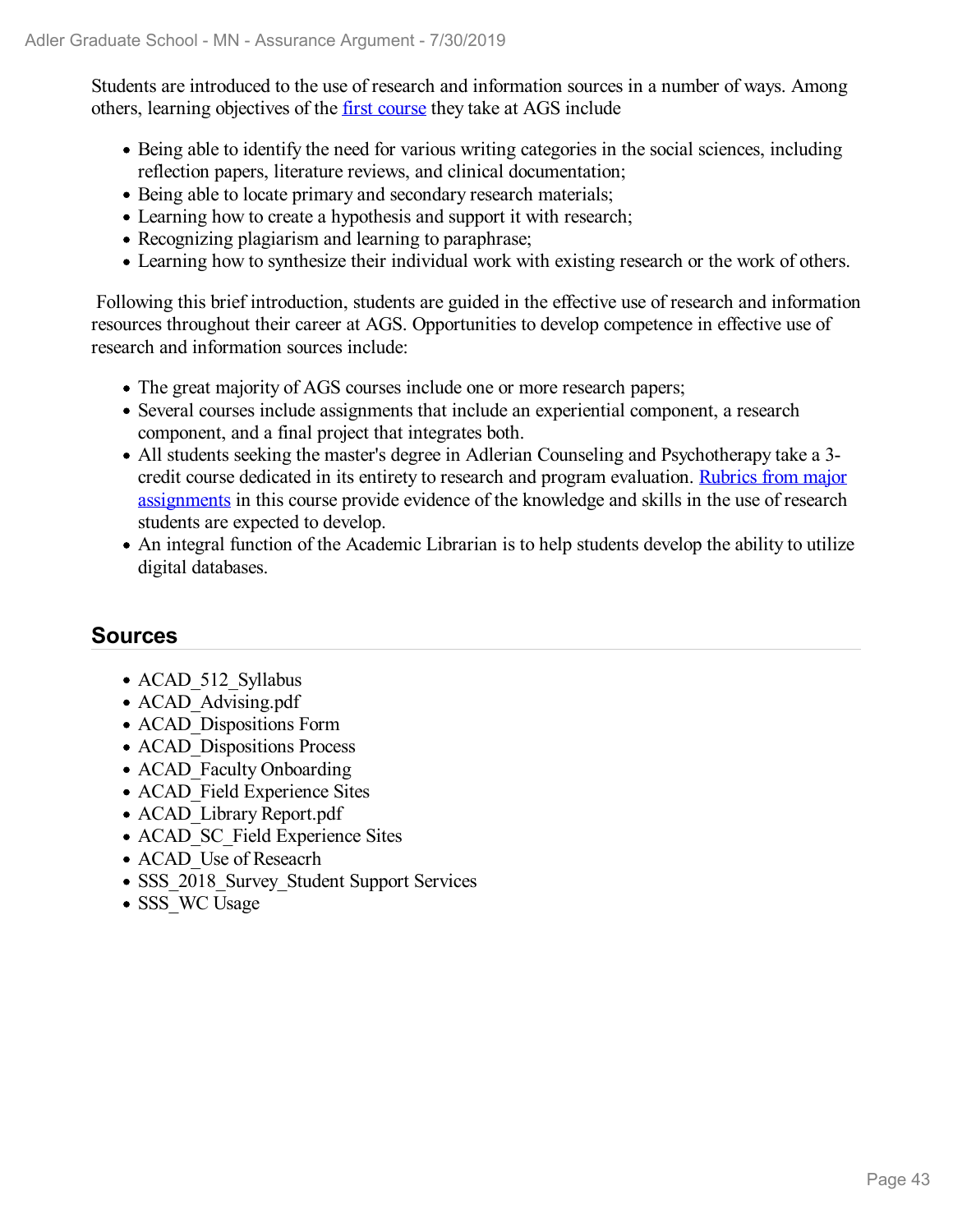Students are introduced to the use of research and information sources in a number of ways. Among others, learning objectives of the first course they take at AGS include

- Being able to identify the need for various writing categories in the social sciences, including reflection papers, literature reviews, and clinical documentation;
- Being able to locate primary and secondary research materials;
- Learning how to create a hypothesis and support it with research;
- Recognizing plagiarism and learning to paraphrase;
- Learning how to synthesize their individual work with existing research or the work of others.

Following this brief introduction, students are guided in the effective use of research and information resources throughout their career at AGS. Opportunities to develop competence in effective use of research and information sources include:

- The great majority of AGS courses include one or more research papers;
- Several courses include assignments that include an experiential component, a research component, and a final project that integrates both.
- All students seeking the master's degree in Adlerian Counseling and Psychotherapy take a 3-credit course dedicated in its entirety to research and program evaluation. Rubrics from major assignments in this course provide evidence of the knowledge and skills in the use of research students are expected to develop.
- An integral function of the Academic Librarian is to help students develop the ability to utilize digital databases.

## Sources

- ACAD_512_Syllabus
- ACAD_Advising.pdf
- ACAD_Dispositions Form
- ACAD_Dispositions Process
- ACAD_Faculty Onboarding
- ACAD_Field Experience Sites
- ACAD_Library Report.pdf
- ACAD_SC_Field Experience Sites
- ACAD_Use of Reseacrh
- SSS_2018_Survey_Student Support Services
- SSS_WC Usage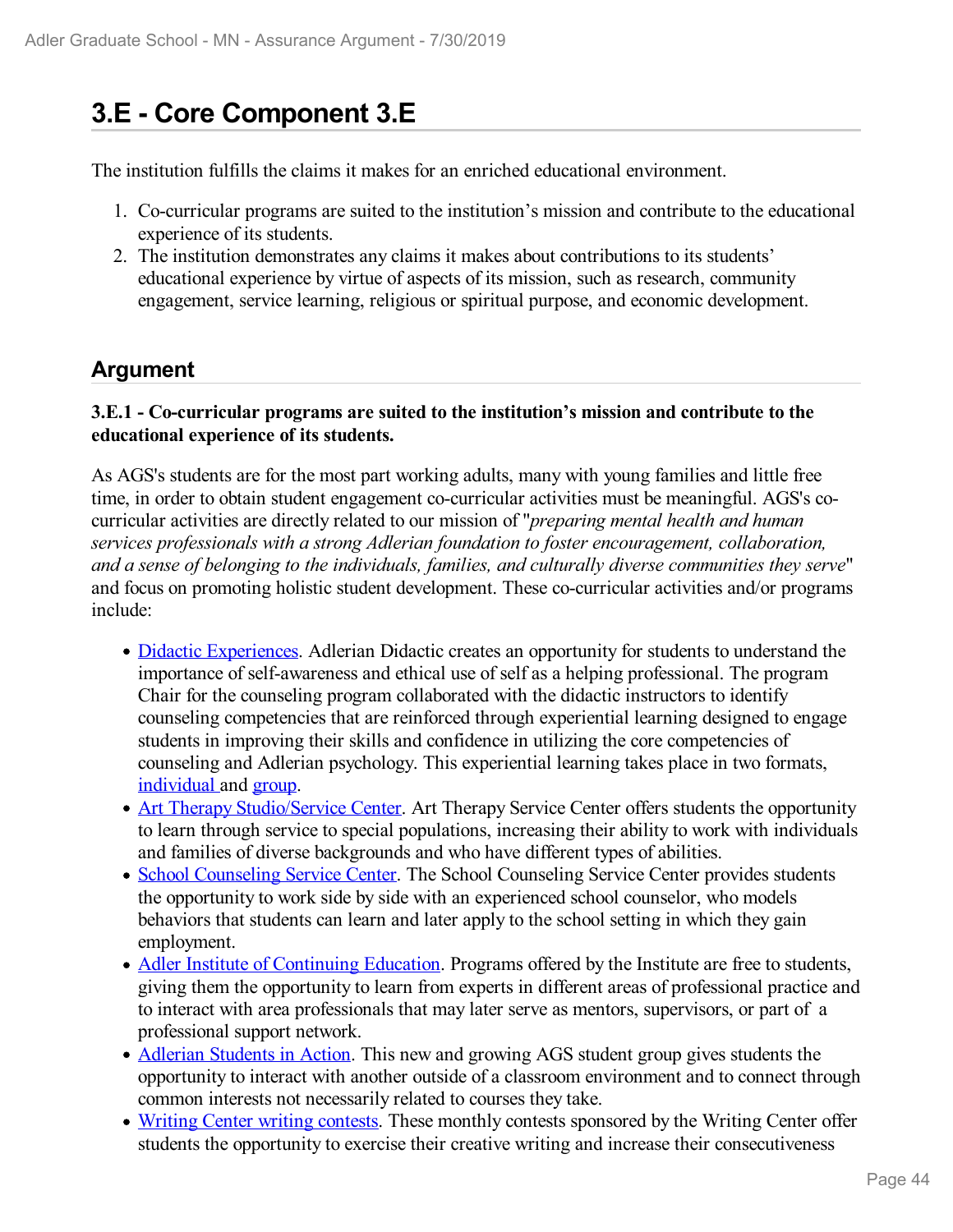# 3.E - Core Component 3.E

The institution fulfills the claims it makes for an enriched educational environment.

1. Co-curricular programs are suited to the institution's mission and contribute to the educational experience of its students.
2. The institution demonstrates any claims it makes about contributions to its students' educational experience by virtue of aspects of its mission, such as research, community engagement, service learning, religious or spiritual purpose, and economic development.

## Argument

**3.E.1 - Co-curricular programs are suited to the institution's mission and contribute to the educational experience of its students.**

As AGS's students are for the most part working adults, many with young families and little free time, in order to obtain student engagement co-curricular activities must be meaningful. AGS's co-curricular activities are directly related to our mission of "*preparing mental health and human services professionals with a strong Adlerian foundation to foster encouragement, collaboration, and a sense of belonging to the individuals, families, and culturally diverse communities they serve*" and focus on promoting holistic student development. These co-curricular activities and/or programs include:

- Didactic Experiences. Adlerian Didactic creates an opportunity for students to understand the importance of self-awareness and ethical use of self as a helping professional. The program Chair for the counseling program collaborated with the didactic instructors to identify counseling competencies that are reinforced through experiential learning designed to engage students in improving their skills and confidence in utilizing the core competencies of counseling and Adlerian psychology. This experiential learning takes place in two formats, individual and group.
- Art Therapy Studio/Service Center. Art Therapy Service Center offers students the opportunity to learn through service to special populations, increasing their ability to work with individuals and families of diverse backgrounds and who have different types of abilities.
- School Counseling Service Center. The School Counseling Service Center provides students the opportunity to work side by side with an experienced school counselor, who models behaviors that students can learn and later apply to the school setting in which they gain employment.
- Adler Institute of Continuing Education. Programs offered by the Institute are free to students, giving them the opportunity to learn from experts in different areas of professional practice and to interact with area professionals that may later serve as mentors, supervisors, or part of a professional support network.
- Adlerian Students in Action. This new and growing AGS student group gives students the opportunity to interact with another outside of a classroom environment and to connect through common interests not necessarily related to courses they take.
- Writing Center writing contests. These monthly contests sponsored by the Writing Center offer students the opportunity to exercise their creative writing and increase their consecutiveness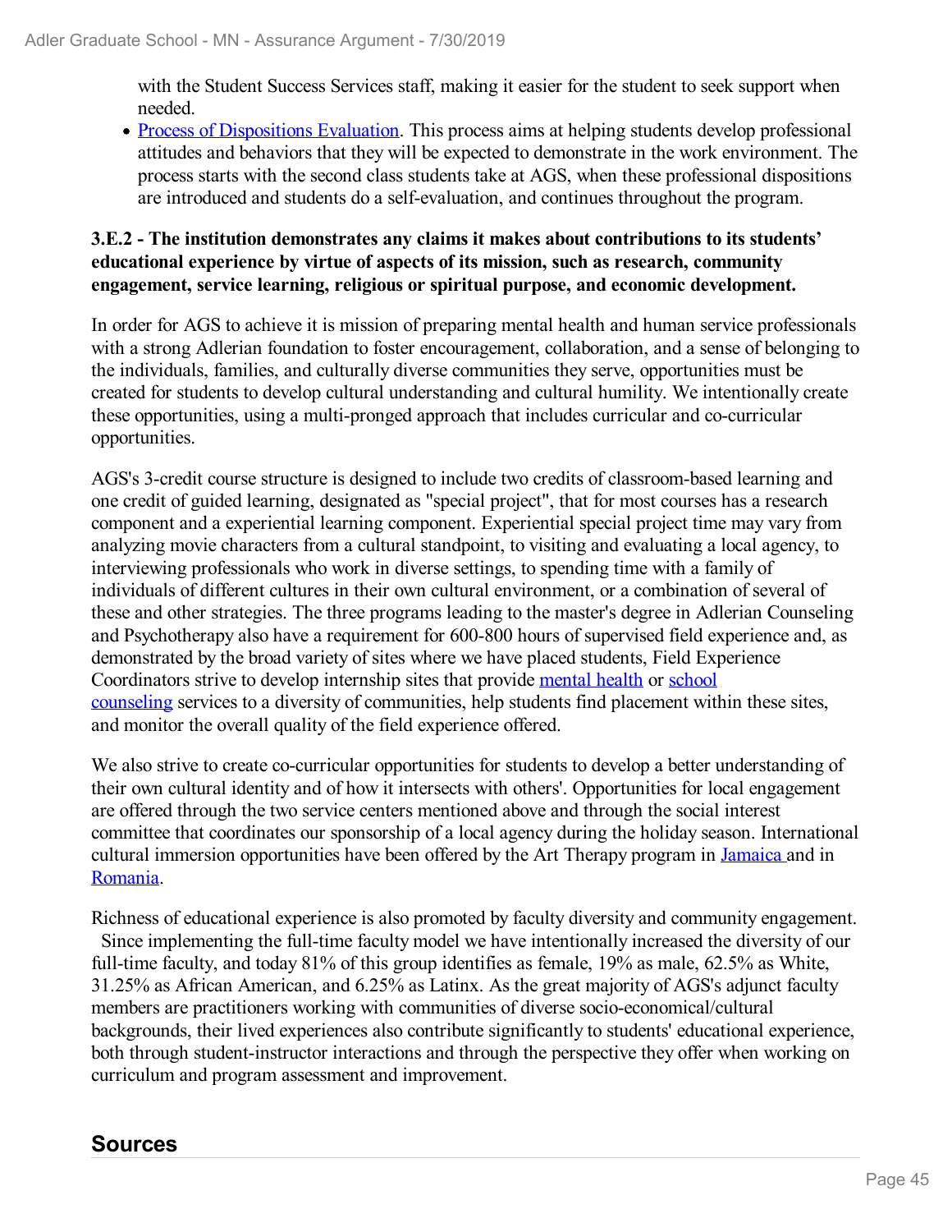with the Student Success Services staff, making it easier for the student to seek support when needed.

- Process of Dispositions Evaluation. This process aims at helping students develop professional attitudes and behaviors that they will be expected to demonstrate in the work environment. The process starts with the second class students take at AGS, when these professional dispositions are introduced and students do a self-evaluation, and continues throughout the program.

**3.E.2 - The institution demonstrates any claims it makes about contributions to its students' educational experience by virtue of aspects of its mission, such as research, community engagement, service learning, religious or spiritual purpose, and economic development.**

In order for AGS to achieve it is mission of preparing mental health and human service professionals with a strong Adlerian foundation to foster encouragement, collaboration, and a sense of belonging to the individuals, families, and culturally diverse communities they serve, opportunities must be created for students to develop cultural understanding and cultural humility. We intentionally create these opportunities, using a multi-pronged approach that includes curricular and co-curricular opportunities.

AGS's 3-credit course structure is designed to include two credits of classroom-based learning and one credit of guided learning, designated as "special project", that for most courses has a research component and a experiential learning component. Experiential special project time may vary from analyzing movie characters from a cultural standpoint, to visiting and evaluating a local agency, to interviewing professionals who work in diverse settings, to spending time with a family of individuals of different cultures in their own cultural environment, or a combination of several of these and other strategies. The three programs leading to the master's degree in Adlerian Counseling and Psychotherapy also have a requirement for 600-800 hours of supervised field experience and, as demonstrated by the broad variety of sites where we have placed students, Field Experience Coordinators strive to develop internship sites that provide mental health or school counseling services to a diversity of communities, help students find placement within these sites, and monitor the overall quality of the field experience offered.

We also strive to create co-curricular opportunities for students to develop a better understanding of their own cultural identity and of how it intersects with others'. Opportunities for local engagement are offered through the two service centers mentioned above and through the social interest committee that coordinates our sponsorship of a local agency during the holiday season. International cultural immersion opportunities have been offered by the Art Therapy program in Jamaica and in Romania.

Richness of educational experience is also promoted by faculty diversity and community engagement. Since implementing the full-time faculty model we have intentionally increased the diversity of our full-time faculty, and today 81% of this group identifies as female, 19% as male, 62.5% as White, 31.25% as African American, and 6.25% as Latinx. As the great majority of AGS's adjunct faculty members are practitioners working with communities of diverse socio-economical/cultural backgrounds, their lived experiences also contribute significantly to students' educational experience, both through student-instructor interactions and through the perspective they offer when working on curriculum and program assessment and improvement.

## Sources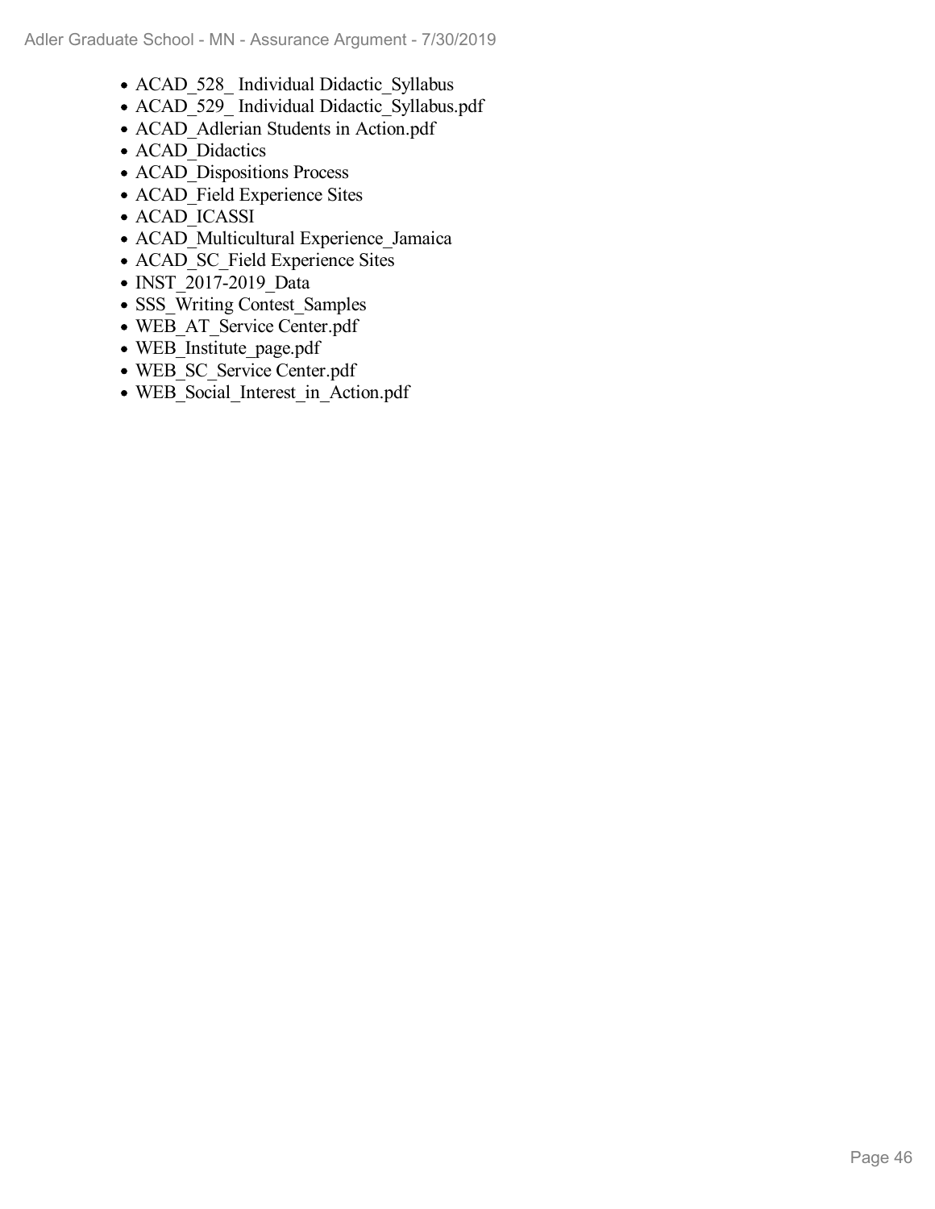- ACAD_528_ Individual Didactic_Syllabus
- ACAD_529_ Individual Didactic_Syllabus.pdf
- ACAD_Adlerian Students in Action.pdf
- ACAD_Didactics
- ACAD_Dispositions Process
- ACAD_Field Experience Sites
- ACAD_ICASSI
- ACAD_Multicultural Experience_Jamaica
- ACAD_SC_Field Experience Sites
- INST_2017-2019_Data
- SSS_Writing Contest_Samples
- WEB_AT_Service Center.pdf
- WEB_Institute_page.pdf
- WEB_SC_Service Center.pdf
- WEB_Social_Interest_in_Action.pdf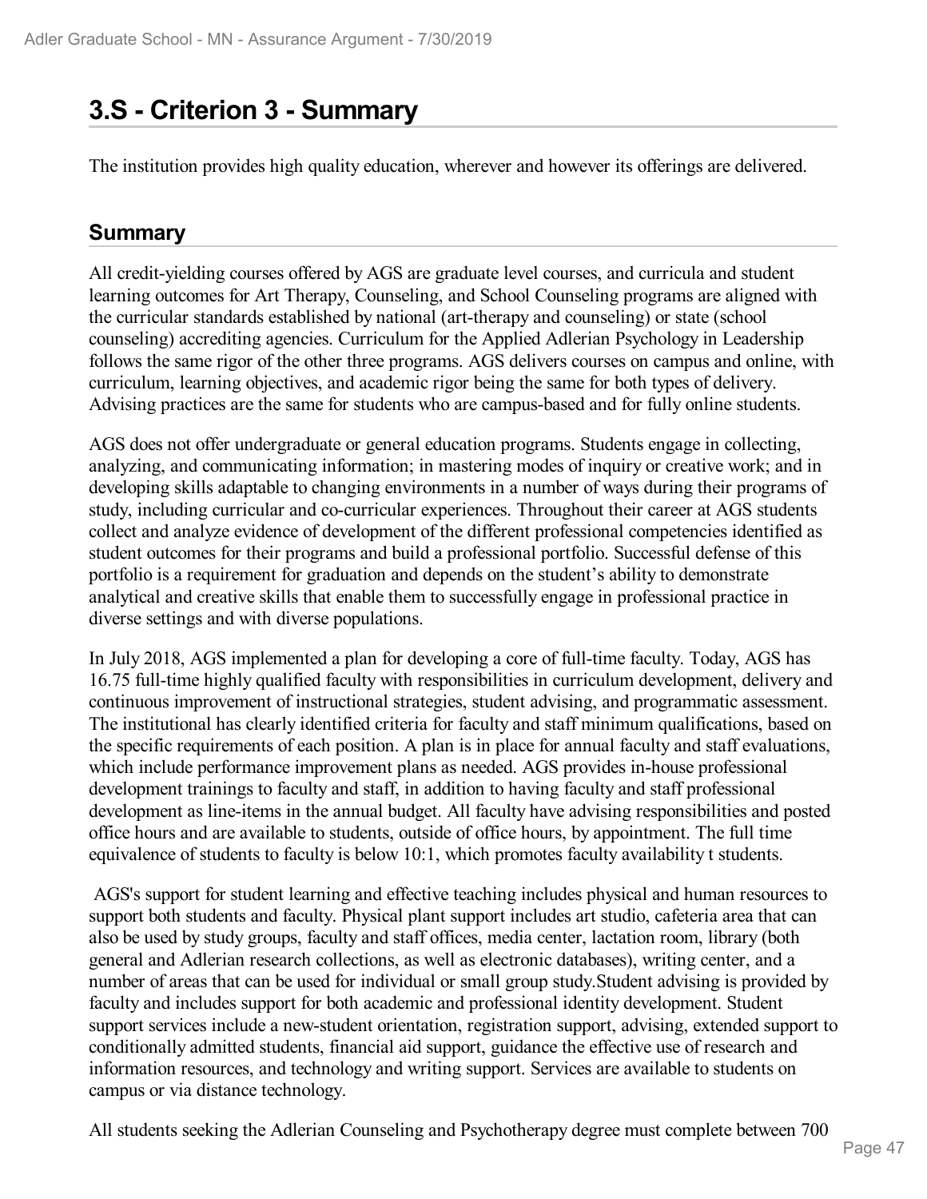# 3.S - Criterion 3 - Summary

The institution provides high quality education, wherever and however its offerings are delivered.

## Summary

All credit-yielding courses offered by AGS are graduate level courses, and curricula and student learning outcomes for Art Therapy, Counseling, and School Counseling programs are aligned with the curricular standards established by national (art-therapy and counseling) or state (school counseling) accrediting agencies. Curriculum for the Applied Adlerian Psychology in Leadership follows the same rigor of the other three programs. AGS delivers courses on campus and online, with curriculum, learning objectives, and academic rigor being the same for both types of delivery. Advising practices are the same for students who are campus-based and for fully online students.

AGS does not offer undergraduate or general education programs. Students engage in collecting, analyzing, and communicating information; in mastering modes of inquiry or creative work; and in developing skills adaptable to changing environments in a number of ways during their programs of study, including curricular and co-curricular experiences. Throughout their career at AGS students collect and analyze evidence of development of the different professional competencies identified as student outcomes for their programs and build a professional portfolio. Successful defense of this portfolio is a requirement for graduation and depends on the student's ability to demonstrate analytical and creative skills that enable them to successfully engage in professional practice in diverse settings and with diverse populations.

In July 2018, AGS implemented a plan for developing a core of full-time faculty. Today, AGS has 16.75 full-time highly qualified faculty with responsibilities in curriculum development, delivery and continuous improvement of instructional strategies, student advising, and programmatic assessment. The institutional has clearly identified criteria for faculty and staff minimum qualifications, based on the specific requirements of each position. A plan is in place for annual faculty and staff evaluations, which include performance improvement plans as needed. AGS provides in-house professional development trainings to faculty and staff, in addition to having faculty and staff professional development as line-items in the annual budget. All faculty have advising responsibilities and posted office hours and are available to students, outside of office hours, by appointment. The full time equivalence of students to faculty is below 10:1, which promotes faculty availability t students.

AGS's support for student learning and effective teaching includes physical and human resources to support both students and faculty. Physical plant support includes art studio, cafeteria area that can also be used by study groups, faculty and staff offices, media center, lactation room, library (both general and Adlerian research collections, as well as electronic databases), writing center, and a number of areas that can be used for individual or small group study.Student advising is provided by faculty and includes support for both academic and professional identity development. Student support services include a new-student orientation, registration support, advising, extended support to conditionally admitted students, financial aid support, guidance the effective use of research and information resources, and technology and writing support. Services are available to students on campus or via distance technology.

All students seeking the Adlerian Counseling and Psychotherapy degree must complete between 700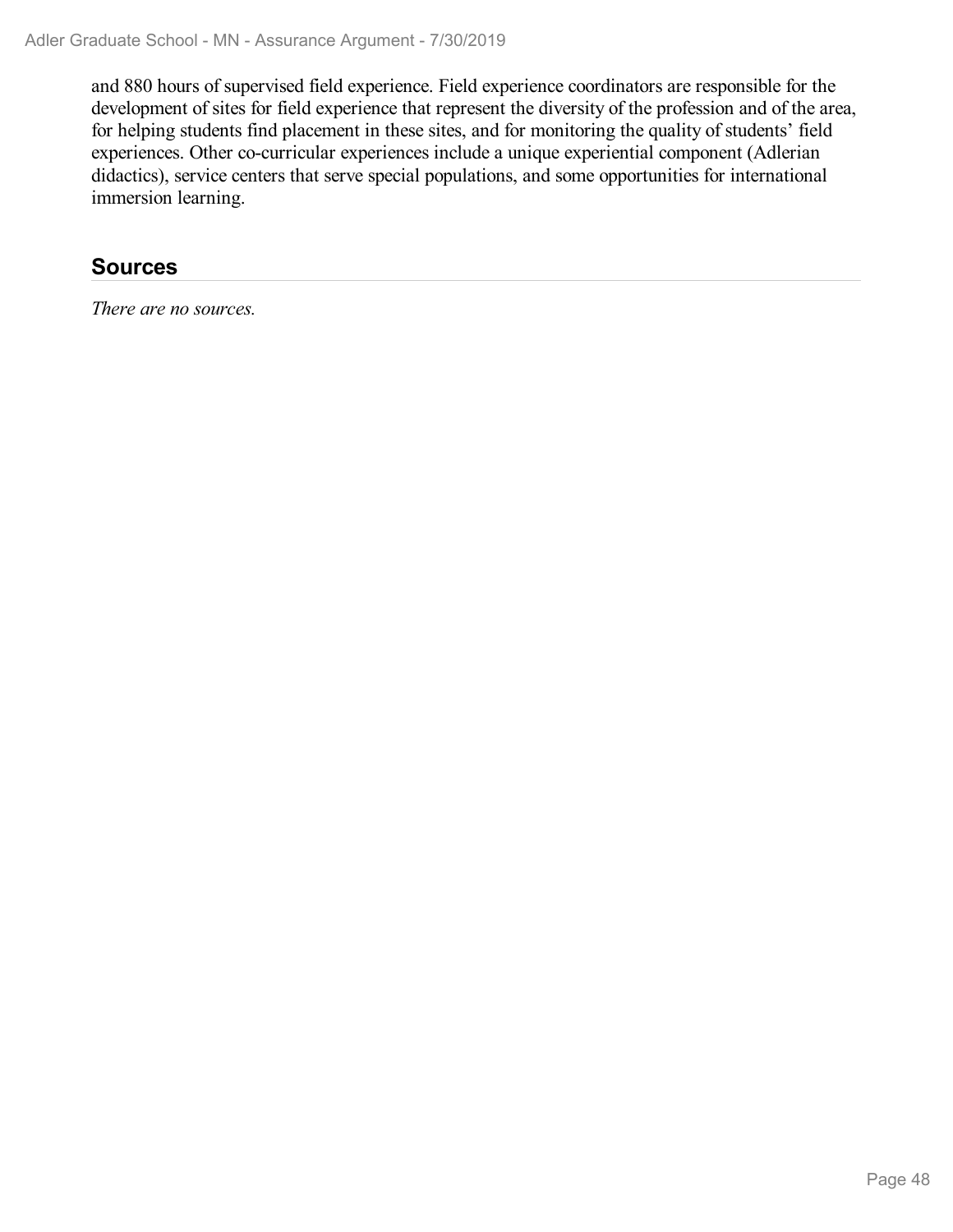and 880 hours of supervised field experience. Field experience coordinators are responsible for the development of sites for field experience that represent the diversity of the profession and of the area, for helping students find placement in these sites, and for monitoring the quality of students' field experiences. Other co-curricular experiences include a unique experiential component (Adlerian didactics), service centers that serve special populations, and some opportunities for international immersion learning.

## Sources

*There are no sources.*